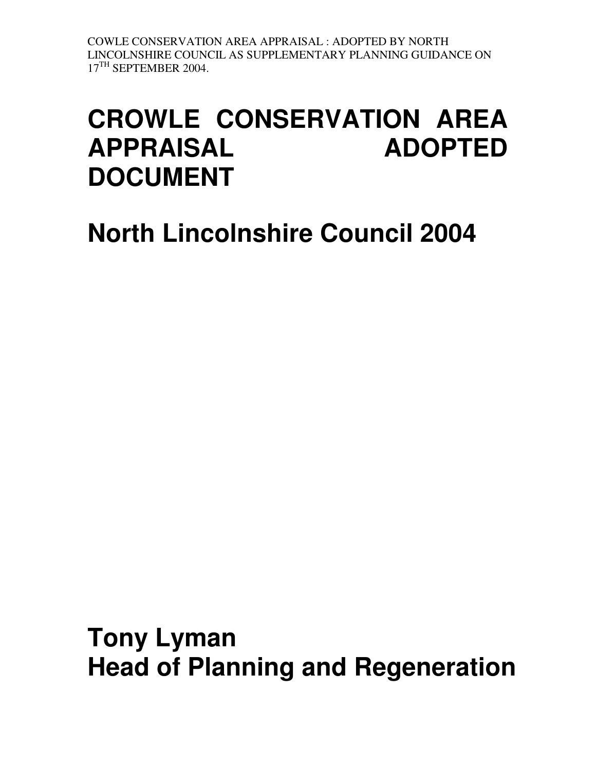# CROWLE CONSERVATION AREA APPRAISAL ADOPTED DOCUMENT

## North Lincolnshire Council 2004

## Tony Lyman
## Head of Planning and Regeneration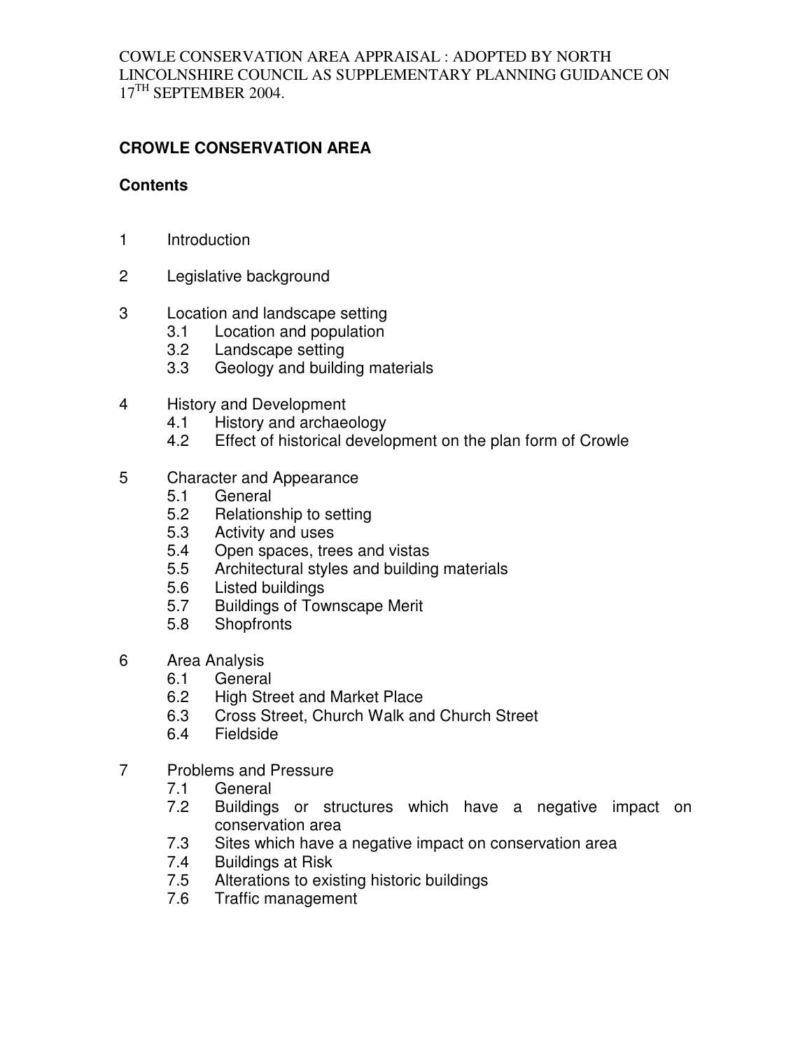COWLE CONSERVATION AREA APPRAISAL : ADOPTED BY NORTH LINCOLNSHIRE COUNCIL AS SUPPLEMENTARY PLANNING GUIDANCE ON 17TH SEPTEMBER 2004.

# CROWLE CONSERVATION AREA

## Contents

1 Introduction

2 Legislative background

3 Location and landscape setting
   - 3.1 Location and population
   - 3.2 Landscape setting
   - 3.3 Geology and building materials

4 History and Development
   - 4.1 History and archaeology
   - 4.2 Effect of historical development on the plan form of Crowle

5 Character and Appearance
   - 5.1 General
   - 5.2 Relationship to setting
   - 5.3 Activity and uses
   - 5.4 Open spaces, trees and vistas
   - 5.5 Architectural styles and building materials
   - 5.6 Listed buildings
   - 5.7 Buildings of Townscape Merit
   - 5.8 Shopfronts

6 Area Analysis
   - 6.1 General
   - 6.2 High Street and Market Place
   - 6.3 Cross Street, Church Walk and Church Street
   - 6.4 Fieldside

7 Problems and Pressure
   - 7.1 General
   - 7.2 Buildings or structures which have a negative impact on conservation area
   - 7.3 Sites which have a negative impact on conservation area
   - 7.4 Buildings at Risk
   - 7.5 Alterations to existing historic buildings
   - 7.6 Traffic management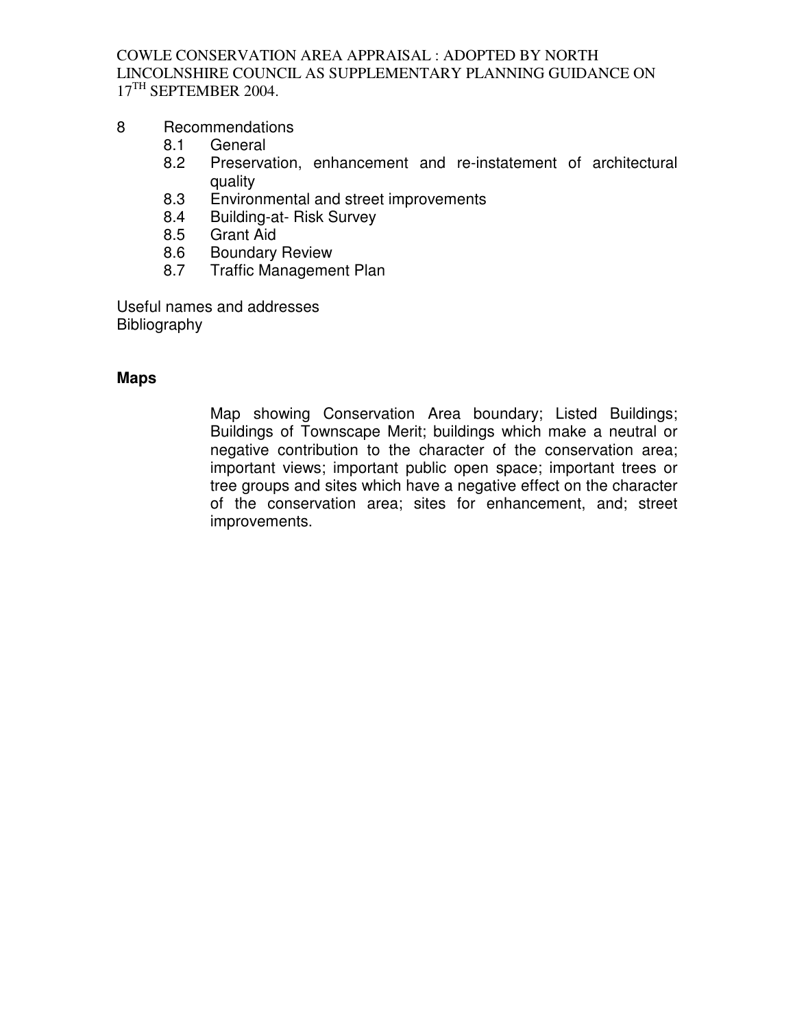8 Recommendations
   - 8.1 General
   - 8.2 Preservation, enhancement and re-instatement of architectural quality
   - 8.3 Environmental and street improvements
   - 8.4 Building-at- Risk Survey
   - 8.5 Grant Aid
   - 8.6 Boundary Review
   - 8.7 Traffic Management Plan

Useful names and addresses
Bibliography

**Maps**

Map showing Conservation Area boundary; Listed Buildings; Buildings of Townscape Merit; buildings which make a neutral or negative contribution to the character of the conservation area; important views; important public open space; important trees or tree groups and sites which have a negative effect on the character of the conservation area; sites for enhancement, and; street improvements.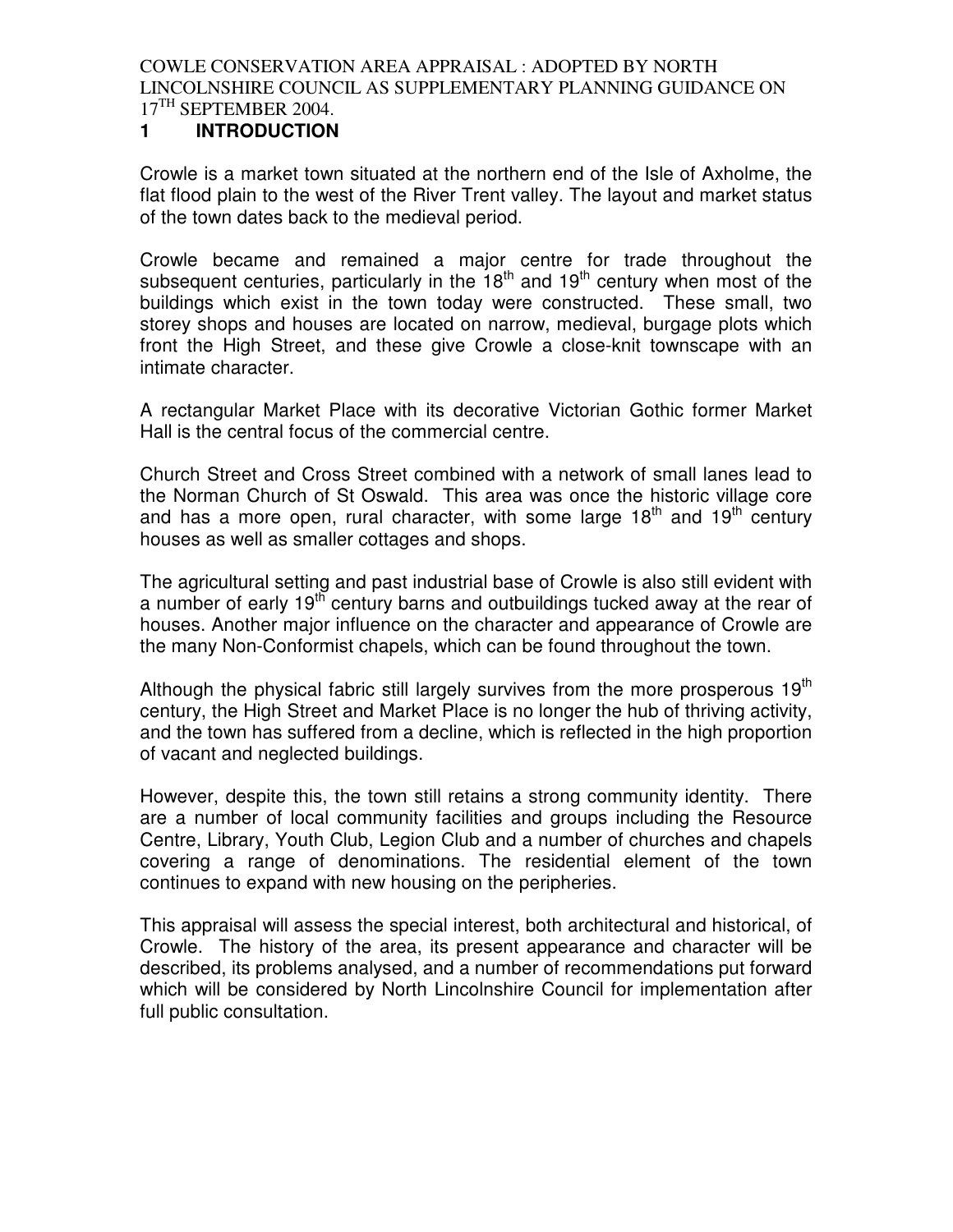COWLE CONSERVATION AREA APPRAISAL : ADOPTED BY NORTH LINCOLNSHIRE COUNCIL AS SUPPLEMENTARY PLANNING GUIDANCE ON 17TH SEPTEMBER 2004.

# 1 INTRODUCTION

Crowle is a market town situated at the northern end of the Isle of Axholme, the flat flood plain to the west of the River Trent valley. The layout and market status of the town dates back to the medieval period.

Crowle became and remained a major centre for trade throughout the subsequent centuries, particularly in the 18th and 19th century when most of the buildings which exist in the town today were constructed. These small, two storey shops and houses are located on narrow, medieval, burgage plots which front the High Street, and these give Crowle a close-knit townscape with an intimate character.

A rectangular Market Place with its decorative Victorian Gothic former Market Hall is the central focus of the commercial centre.

Church Street and Cross Street combined with a network of small lanes lead to the Norman Church of St Oswald. This area was once the historic village core and has a more open, rural character, with some large 18th and 19th century houses as well as smaller cottages and shops.

The agricultural setting and past industrial base of Crowle is also still evident with a number of early 19th century barns and outbuildings tucked away at the rear of houses. Another major influence on the character and appearance of Crowle are the many Non-Conformist chapels, which can be found throughout the town.

Although the physical fabric still largely survives from the more prosperous 19th century, the High Street and Market Place is no longer the hub of thriving activity, and the town has suffered from a decline, which is reflected in the high proportion of vacant and neglected buildings.

However, despite this, the town still retains a strong community identity. There are a number of local community facilities and groups including the Resource Centre, Library, Youth Club, Legion Club and a number of churches and chapels covering a range of denominations. The residential element of the town continues to expand with new housing on the peripheries.

This appraisal will assess the special interest, both architectural and historical, of Crowle. The history of the area, its present appearance and character will be described, its problems analysed, and a number of recommendations put forward which will be considered by North Lincolnshire Council for implementation after full public consultation.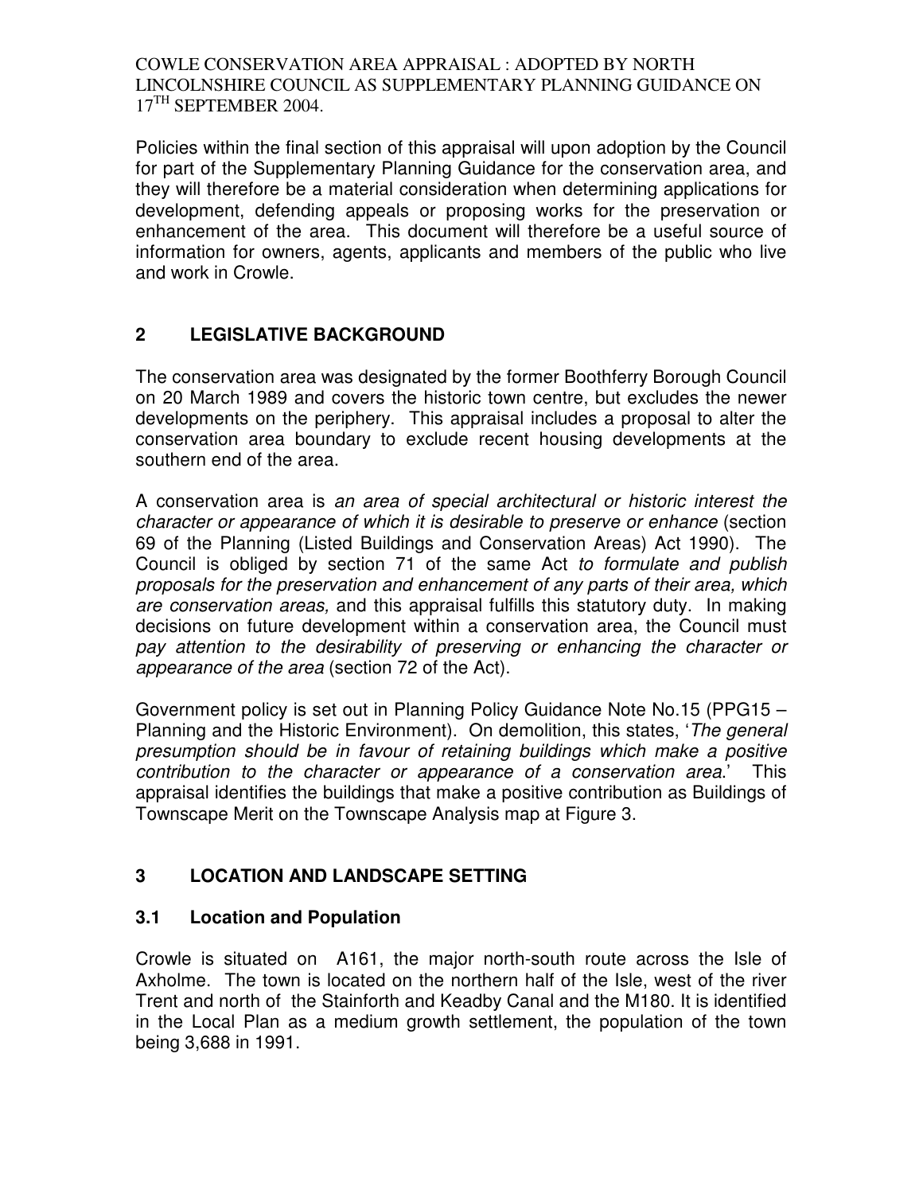Policies within the final section of this appraisal will upon adoption by the Council for part of the Supplementary Planning Guidance for the conservation area, and they will therefore be a material consideration when determining applications for development, defending appeals or proposing works for the preservation or enhancement of the area. This document will therefore be a useful source of information for owners, agents, applicants and members of the public who live and work in Crowle.

## 2 LEGISLATIVE BACKGROUND

The conservation area was designated by the former Boothferry Borough Council on 20 March 1989 and covers the historic town centre, but excludes the newer developments on the periphery. This appraisal includes a proposal to alter the conservation area boundary to exclude recent housing developments at the southern end of the area.

A conservation area is *an area of special architectural or historic interest the character or appearance of which it is desirable to preserve or enhance* (section 69 of the Planning (Listed Buildings and Conservation Areas) Act 1990). The Council is obliged by section 71 of the same Act *to formulate and publish proposals for the preservation and enhancement of any parts of their area, which are conservation areas,* and this appraisal fulfills this statutory duty. In making decisions on future development within a conservation area, the Council must *pay attention to the desirability of preserving or enhancing the character or appearance of the area* (section 72 of the Act).

Government policy is set out in Planning Policy Guidance Note No.15 (PPG15 – Planning and the Historic Environment). On demolition, this states, '*The general presumption should be in favour of retaining buildings which make a positive contribution to the character or appearance of a conservation area*.' This appraisal identifies the buildings that make a positive contribution as Buildings of Townscape Merit on the Townscape Analysis map at Figure 3.

## 3 LOCATION AND LANDSCAPE SETTING

### 3.1 Location and Population

Crowle is situated on A161, the major north-south route across the Isle of Axholme. The town is located on the northern half of the Isle, west of the river Trent and north of the Stainforth and Keadby Canal and the M180. It is identified in the Local Plan as a medium growth settlement, the population of the town being 3,688 in 1991.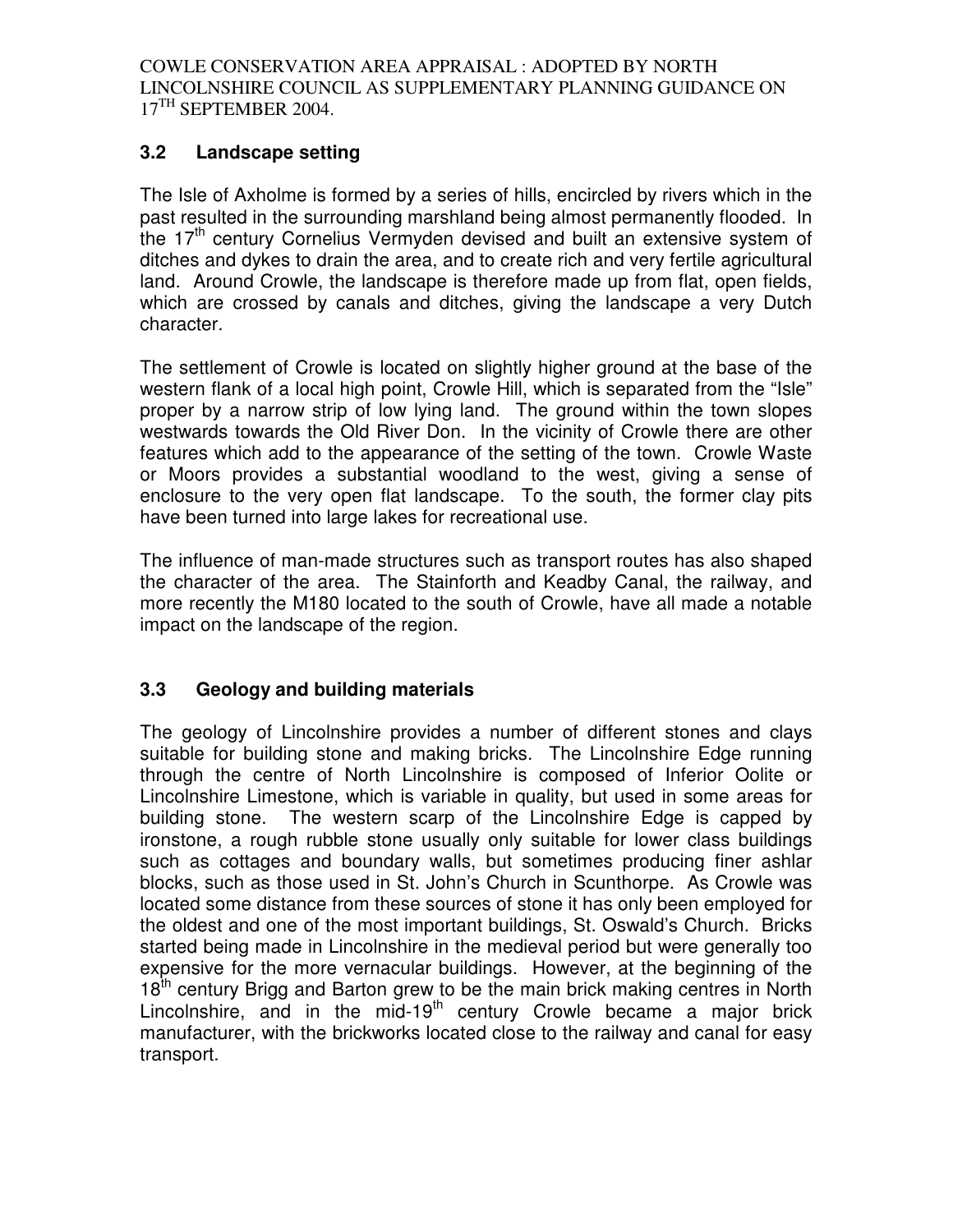## 3.2 Landscape setting

The Isle of Axholme is formed by a series of hills, encircled by rivers which in the past resulted in the surrounding marshland being almost permanently flooded. In the 17th century Cornelius Vermyden devised and built an extensive system of ditches and dykes to drain the area, and to create rich and very fertile agricultural land. Around Crowle, the landscape is therefore made up from flat, open fields, which are crossed by canals and ditches, giving the landscape a very Dutch character.

The settlement of Crowle is located on slightly higher ground at the base of the western flank of a local high point, Crowle Hill, which is separated from the "Isle" proper by a narrow strip of low lying land. The ground within the town slopes westwards towards the Old River Don. In the vicinity of Crowle there are other features which add to the appearance of the setting of the town. Crowle Waste or Moors provides a substantial woodland to the west, giving a sense of enclosure to the very open flat landscape. To the south, the former clay pits have been turned into large lakes for recreational use.

The influence of man-made structures such as transport routes has also shaped the character of the area. The Stainforth and Keadby Canal, the railway, and more recently the M180 located to the south of Crowle, have all made a notable impact on the landscape of the region.

## 3.3 Geology and building materials

The geology of Lincolnshire provides a number of different stones and clays suitable for building stone and making bricks. The Lincolnshire Edge running through the centre of North Lincolnshire is composed of Inferior Oolite or Lincolnshire Limestone, which is variable in quality, but used in some areas for building stone. The western scarp of the Lincolnshire Edge is capped by ironstone, a rough rubble stone usually only suitable for lower class buildings such as cottages and boundary walls, but sometimes producing finer ashlar blocks, such as those used in St. John's Church in Scunthorpe. As Crowle was located some distance from these sources of stone it has only been employed for the oldest and one of the most important buildings, St. Oswald's Church. Bricks started being made in Lincolnshire in the medieval period but were generally too expensive for the more vernacular buildings. However, at the beginning of the 18th century Brigg and Barton grew to be the main brick making centres in North Lincolnshire, and in the mid-19th century Crowle became a major brick manufacturer, with the brickworks located close to the railway and canal for easy transport.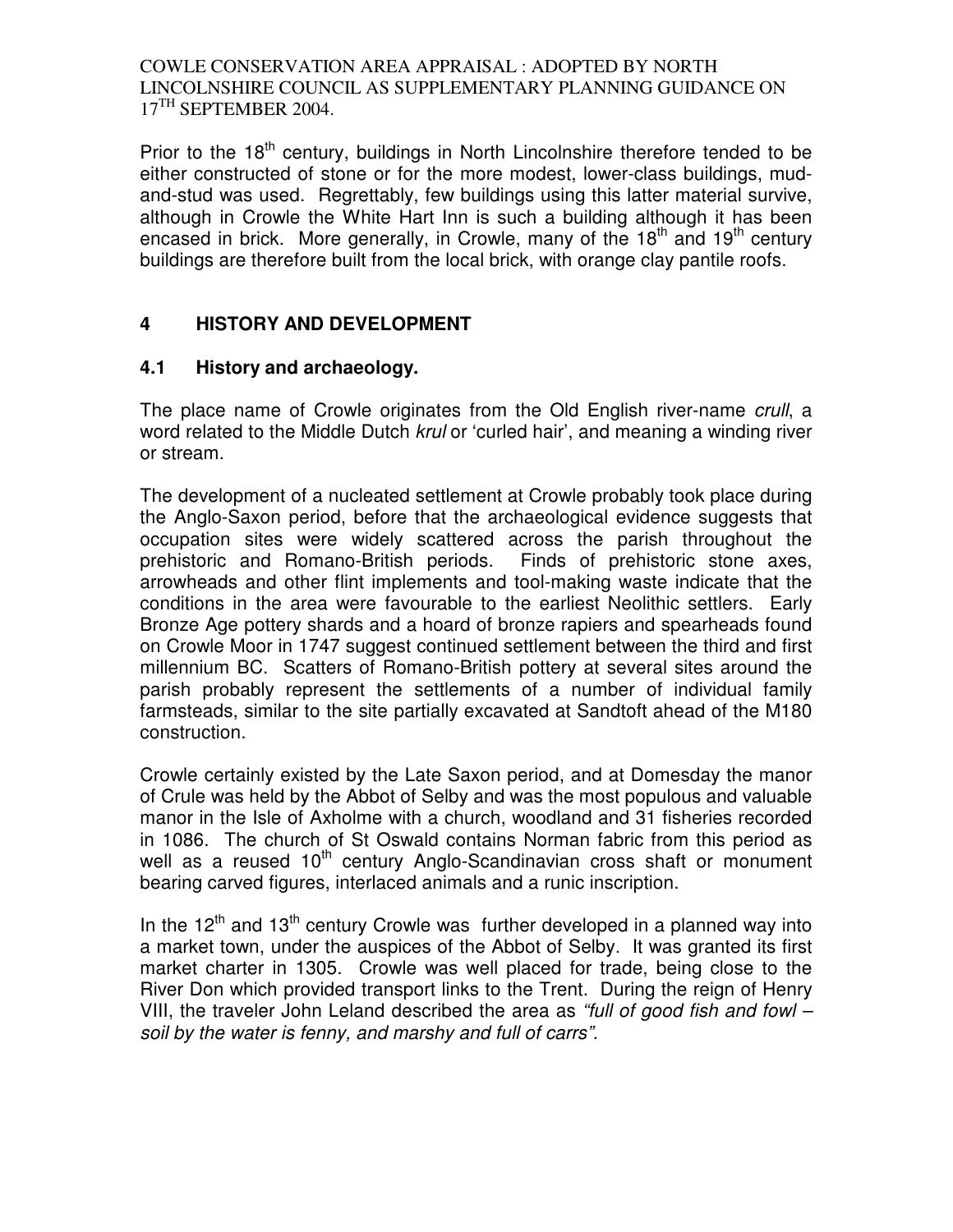Prior to the 18th century, buildings in North Lincolnshire therefore tended to be either constructed of stone or for the more modest, lower-class buildings, mud-and-stud was used. Regrettably, few buildings using this latter material survive, although in Crowle the White Hart Inn is such a building although it has been encased in brick. More generally, in Crowle, many of the 18th and 19th century buildings are therefore built from the local brick, with orange clay pantile roofs.

## 4 HISTORY AND DEVELOPMENT

### 4.1 History and archaeology.

The place name of Crowle originates from the Old English river-name *crull*, a word related to the Middle Dutch *krul* or 'curled hair', and meaning a winding river or stream.

The development of a nucleated settlement at Crowle probably took place during the Anglo-Saxon period, before that the archaeological evidence suggests that occupation sites were widely scattered across the parish throughout the prehistoric and Romano-British periods. Finds of prehistoric stone axes, arrowheads and other flint implements and tool-making waste indicate that the conditions in the area were favourable to the earliest Neolithic settlers. Early Bronze Age pottery shards and a hoard of bronze rapiers and spearheads found on Crowle Moor in 1747 suggest continued settlement between the third and first millennium BC. Scatters of Romano-British pottery at several sites around the parish probably represent the settlements of a number of individual family farmsteads, similar to the site partially excavated at Sandtoft ahead of the M180 construction.

Crowle certainly existed by the Late Saxon period, and at Domesday the manor of Crule was held by the Abbot of Selby and was the most populous and valuable manor in the Isle of Axholme with a church, woodland and 31 fisheries recorded in 1086. The church of St Oswald contains Norman fabric from this period as well as a reused 10th century Anglo-Scandinavian cross shaft or monument bearing carved figures, interlaced animals and a runic inscription.

In the 12th and 13th century Crowle was further developed in a planned way into a market town, under the auspices of the Abbot of Selby. It was granted its first market charter in 1305. Crowle was well placed for trade, being close to the River Don which provided transport links to the Trent. During the reign of Henry VIII, the traveler John Leland described the area as *"full of good fish and fowl – soil by the water is fenny, and marshy and full of carrs".*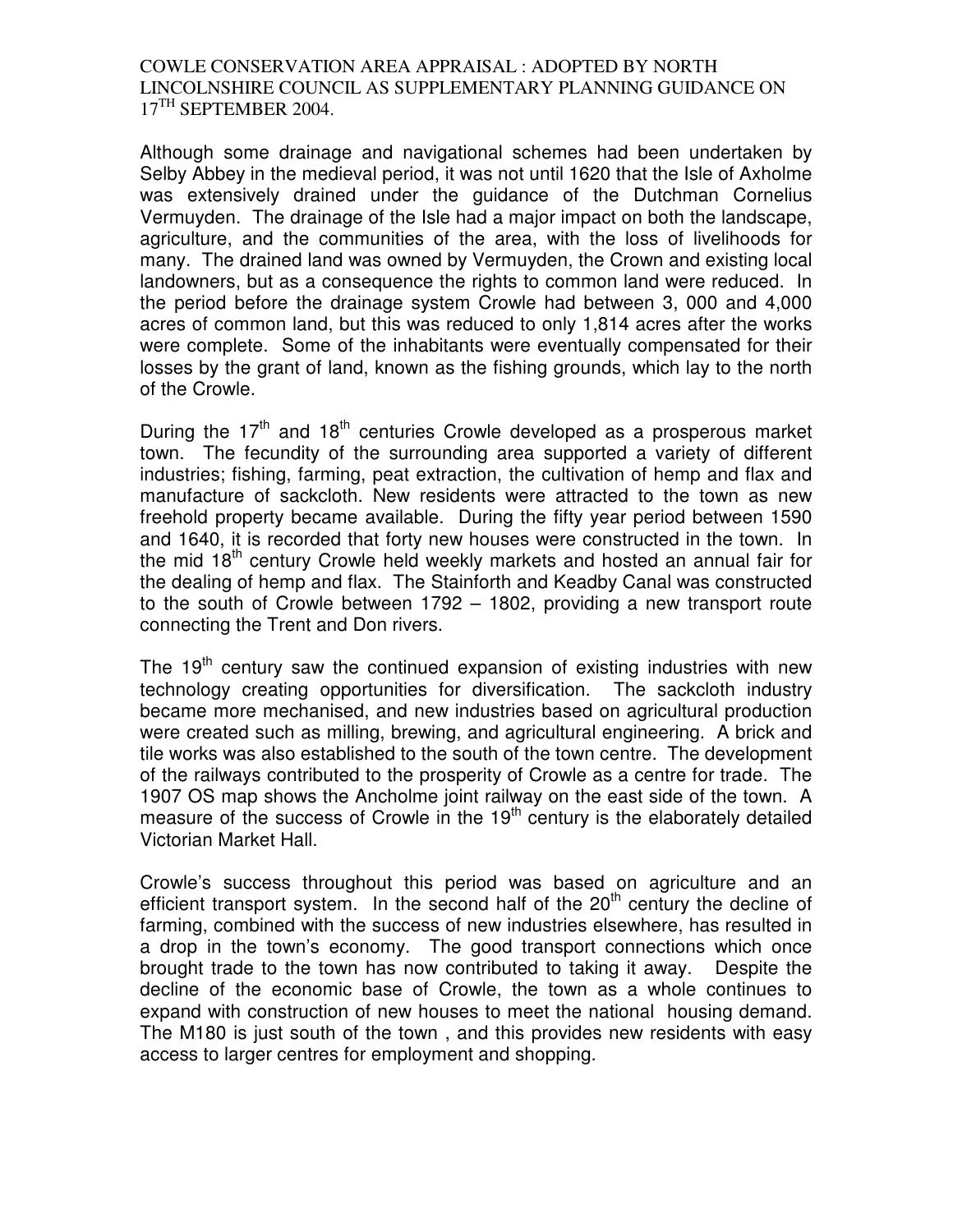Although some drainage and navigational schemes had been undertaken by Selby Abbey in the medieval period, it was not until 1620 that the Isle of Axholme was extensively drained under the guidance of the Dutchman Cornelius Vermuyden. The drainage of the Isle had a major impact on both the landscape, agriculture, and the communities of the area, with the loss of livelihoods for many. The drained land was owned by Vermuyden, the Crown and existing local landowners, but as a consequence the rights to common land were reduced. In the period before the drainage system Crowle had between 3, 000 and 4,000 acres of common land, but this was reduced to only 1,814 acres after the works were complete. Some of the inhabitants were eventually compensated for their losses by the grant of land, known as the fishing grounds, which lay to the north of the Crowle.

During the 17th and 18th centuries Crowle developed as a prosperous market town. The fecundity of the surrounding area supported a variety of different industries; fishing, farming, peat extraction, the cultivation of hemp and flax and manufacture of sackcloth. New residents were attracted to the town as new freehold property became available. During the fifty year period between 1590 and 1640, it is recorded that forty new houses were constructed in the town. In the mid 18th century Crowle held weekly markets and hosted an annual fair for the dealing of hemp and flax. The Stainforth and Keadby Canal was constructed to the south of Crowle between 1792 – 1802, providing a new transport route connecting the Trent and Don rivers.

The 19th century saw the continued expansion of existing industries with new technology creating opportunities for diversification. The sackcloth industry became more mechanised, and new industries based on agricultural production were created such as milling, brewing, and agricultural engineering. A brick and tile works was also established to the south of the town centre. The development of the railways contributed to the prosperity of Crowle as a centre for trade. The 1907 OS map shows the Ancholme joint railway on the east side of the town. A measure of the success of Crowle in the 19th century is the elaborately detailed Victorian Market Hall.

Crowle's success throughout this period was based on agriculture and an efficient transport system. In the second half of the 20th century the decline of farming, combined with the success of new industries elsewhere, has resulted in a drop in the town's economy. The good transport connections which once brought trade to the town has now contributed to taking it away. Despite the decline of the economic base of Crowle, the town as a whole continues to expand with construction of new houses to meet the national housing demand. The M180 is just south of the town , and this provides new residents with easy access to larger centres for employment and shopping.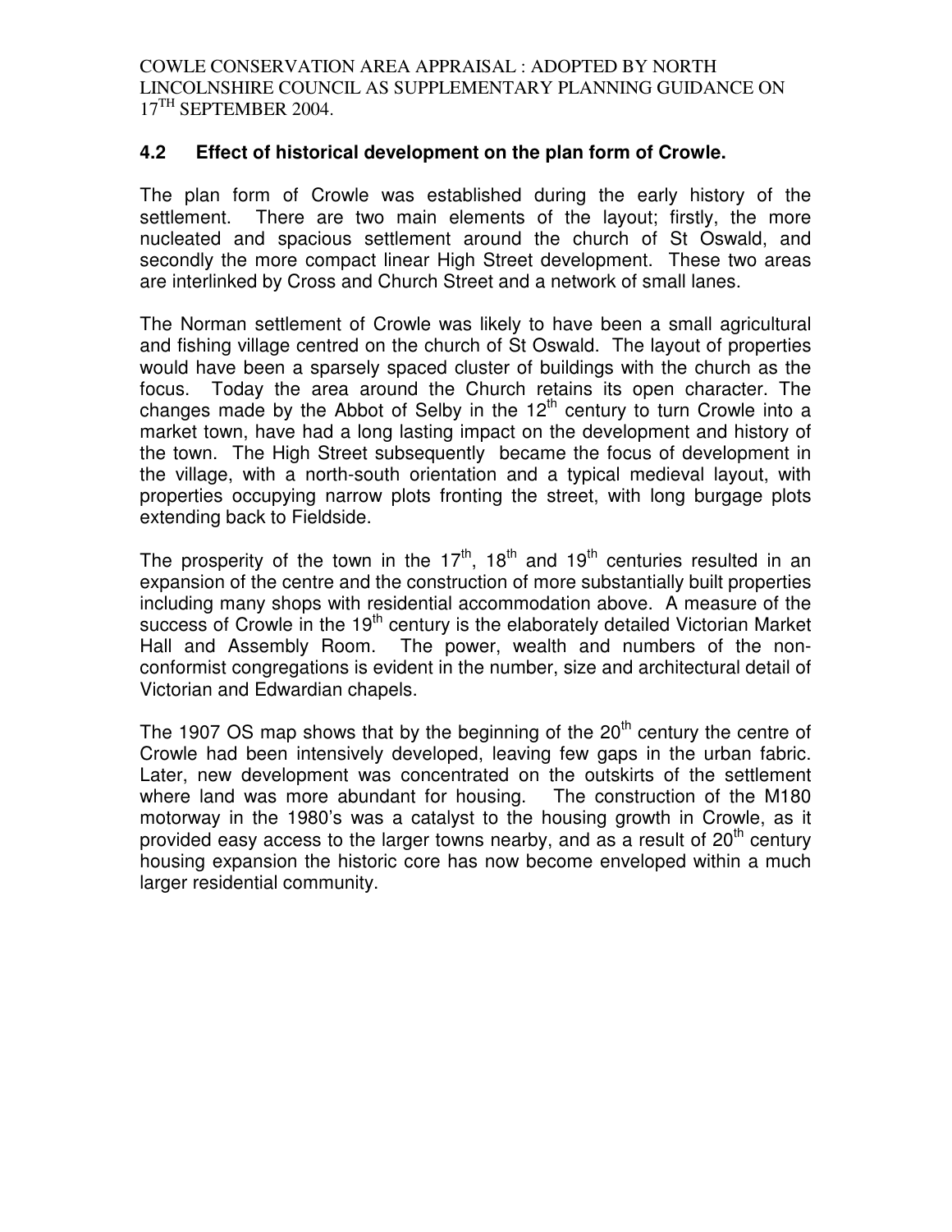## 4.2 Effect of historical development on the plan form of Crowle.

The plan form of Crowle was established during the early history of the settlement. There are two main elements of the layout; firstly, the more nucleated and spacious settlement around the church of St Oswald, and secondly the more compact linear High Street development. These two areas are interlinked by Cross and Church Street and a network of small lanes.

The Norman settlement of Crowle was likely to have been a small agricultural and fishing village centred on the church of St Oswald. The layout of properties would have been a sparsely spaced cluster of buildings with the church as the focus. Today the area around the Church retains its open character. The changes made by the Abbot of Selby in the 12th century to turn Crowle into a market town, have had a long lasting impact on the development and history of the town. The High Street subsequently became the focus of development in the village, with a north-south orientation and a typical medieval layout, with properties occupying narrow plots fronting the street, with long burgage plots extending back to Fieldside.

The prosperity of the town in the 17th, 18th and 19th centuries resulted in an expansion of the centre and the construction of more substantially built properties including many shops with residential accommodation above. A measure of the success of Crowle in the 19th century is the elaborately detailed Victorian Market Hall and Assembly Room. The power, wealth and numbers of the non-conformist congregations is evident in the number, size and architectural detail of Victorian and Edwardian chapels.

The 1907 OS map shows that by the beginning of the 20th century the centre of Crowle had been intensively developed, leaving few gaps in the urban fabric. Later, new development was concentrated on the outskirts of the settlement where land was more abundant for housing. The construction of the M180 motorway in the 1980's was a catalyst to the housing growth in Crowle, as it provided easy access to the larger towns nearby, and as a result of 20th century housing expansion the historic core has now become enveloped within a much larger residential community.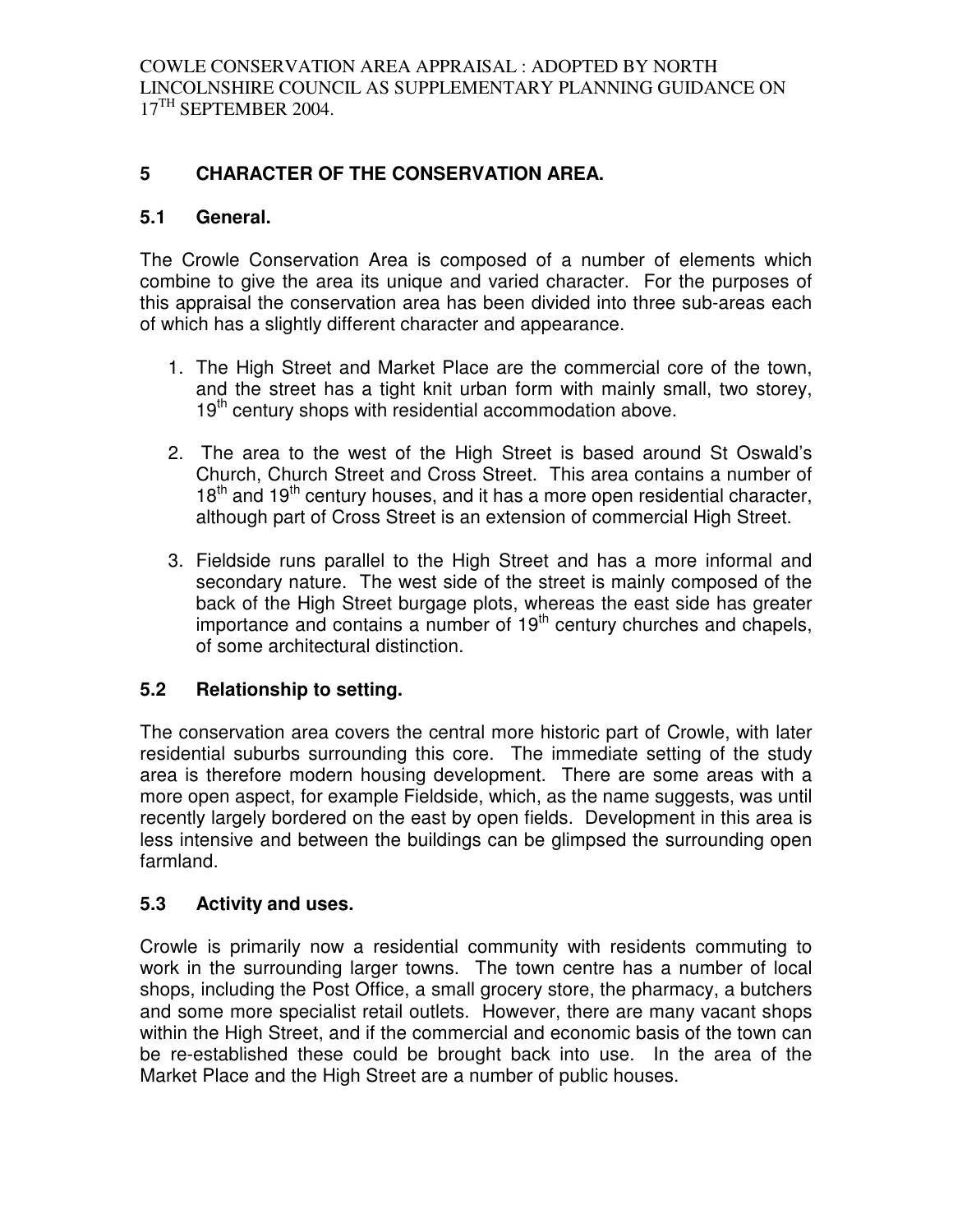## 5 CHARACTER OF THE CONSERVATION AREA.

### 5.1 General.

The Crowle Conservation Area is composed of a number of elements which combine to give the area its unique and varied character. For the purposes of this appraisal the conservation area has been divided into three sub-areas each of which has a slightly different character and appearance.

1. The High Street and Market Place are the commercial core of the town, and the street has a tight knit urban form with mainly small, two storey, 19th century shops with residential accommodation above.
2. The area to the west of the High Street is based around St Oswald's Church, Church Street and Cross Street. This area contains a number of 18th and 19th century houses, and it has a more open residential character, although part of Cross Street is an extension of commercial High Street.
3. Fieldside runs parallel to the High Street and has a more informal and secondary nature. The west side of the street is mainly composed of the back of the High Street burgage plots, whereas the east side has greater importance and contains a number of 19th century churches and chapels, of some architectural distinction.

### 5.2 Relationship to setting.

The conservation area covers the central more historic part of Crowle, with later residential suburbs surrounding this core. The immediate setting of the study area is therefore modern housing development. There are some areas with a more open aspect, for example Fieldside, which, as the name suggests, was until recently largely bordered on the east by open fields. Development in this area is less intensive and between the buildings can be glimpsed the surrounding open farmland.

### 5.3 Activity and uses.

Crowle is primarily now a residential community with residents commuting to work in the surrounding larger towns. The town centre has a number of local shops, including the Post Office, a small grocery store, the pharmacy, a butchers and some more specialist retail outlets. However, there are many vacant shops within the High Street, and if the commercial and economic basis of the town can be re-established these could be brought back into use. In the area of the Market Place and the High Street are a number of public houses.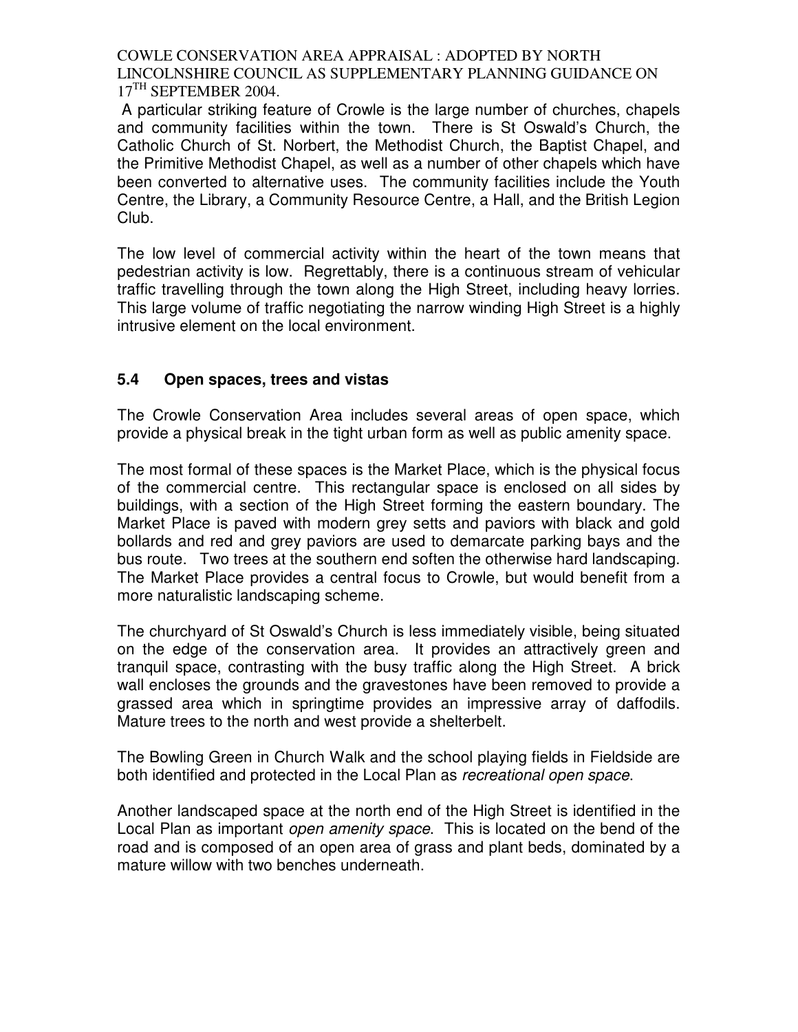A particular striking feature of Crowle is the large number of churches, chapels and community facilities within the town. There is St Oswald's Church, the Catholic Church of St. Norbert, the Methodist Church, the Baptist Chapel, and the Primitive Methodist Chapel, as well as a number of other chapels which have been converted to alternative uses. The community facilities include the Youth Centre, the Library, a Community Resource Centre, a Hall, and the British Legion Club.

The low level of commercial activity within the heart of the town means that pedestrian activity is low. Regrettably, there is a continuous stream of vehicular traffic travelling through the town along the High Street, including heavy lorries. This large volume of traffic negotiating the narrow winding High Street is a highly intrusive element on the local environment.

## 5.4 Open spaces, trees and vistas

The Crowle Conservation Area includes several areas of open space, which provide a physical break in the tight urban form as well as public amenity space.

The most formal of these spaces is the Market Place, which is the physical focus of the commercial centre. This rectangular space is enclosed on all sides by buildings, with a section of the High Street forming the eastern boundary. The Market Place is paved with modern grey setts and paviors with black and gold bollards and red and grey paviors are used to demarcate parking bays and the bus route. Two trees at the southern end soften the otherwise hard landscaping. The Market Place provides a central focus to Crowle, but would benefit from a more naturalistic landscaping scheme.

The churchyard of St Oswald's Church is less immediately visible, being situated on the edge of the conservation area. It provides an attractively green and tranquil space, contrasting with the busy traffic along the High Street. A brick wall encloses the grounds and the gravestones have been removed to provide a grassed area which in springtime provides an impressive array of daffodils. Mature trees to the north and west provide a shelterbelt.

The Bowling Green in Church Walk and the school playing fields in Fieldside are both identified and protected in the Local Plan as *recreational open space*.

Another landscaped space at the north end of the High Street is identified in the Local Plan as important *open amenity space*. This is located on the bend of the road and is composed of an open area of grass and plant beds, dominated by a mature willow with two benches underneath.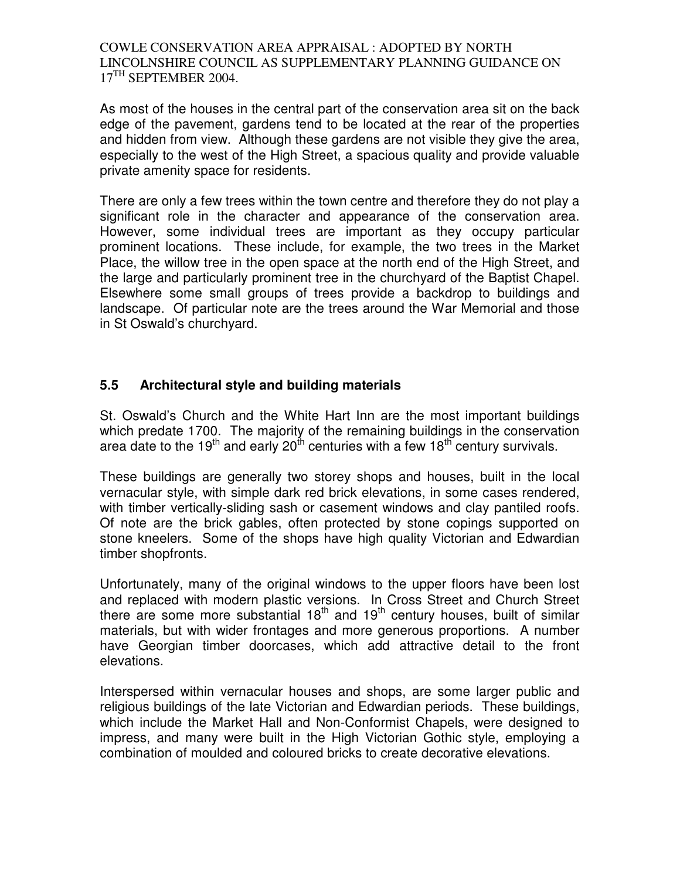As most of the houses in the central part of the conservation area sit on the back edge of the pavement, gardens tend to be located at the rear of the properties and hidden from view. Although these gardens are not visible they give the area, especially to the west of the High Street, a spacious quality and provide valuable private amenity space for residents.

There are only a few trees within the town centre and therefore they do not play a significant role in the character and appearance of the conservation area. However, some individual trees are important as they occupy particular prominent locations. These include, for example, the two trees in the Market Place, the willow tree in the open space at the north end of the High Street, and the large and particularly prominent tree in the churchyard of the Baptist Chapel. Elsewhere some small groups of trees provide a backdrop to buildings and landscape. Of particular note are the trees around the War Memorial and those in St Oswald's churchyard.

### 5.5 Architectural style and building materials

St. Oswald's Church and the White Hart Inn are the most important buildings which predate 1700. The majority of the remaining buildings in the conservation area date to the 19th and early 20th centuries with a few 18th century survivals.

These buildings are generally two storey shops and houses, built in the local vernacular style, with simple dark red brick elevations, in some cases rendered, with timber vertically-sliding sash or casement windows and clay pantiled roofs. Of note are the brick gables, often protected by stone copings supported on stone kneelers. Some of the shops have high quality Victorian and Edwardian timber shopfronts.

Unfortunately, many of the original windows to the upper floors have been lost and replaced with modern plastic versions. In Cross Street and Church Street there are some more substantial 18th and 19th century houses, built of similar materials, but with wider frontages and more generous proportions. A number have Georgian timber doorcases, which add attractive detail to the front elevations.

Interspersed within vernacular houses and shops, are some larger public and religious buildings of the late Victorian and Edwardian periods. These buildings, which include the Market Hall and Non-Conformist Chapels, were designed to impress, and many were built in the High Victorian Gothic style, employing a combination of moulded and coloured bricks to create decorative elevations.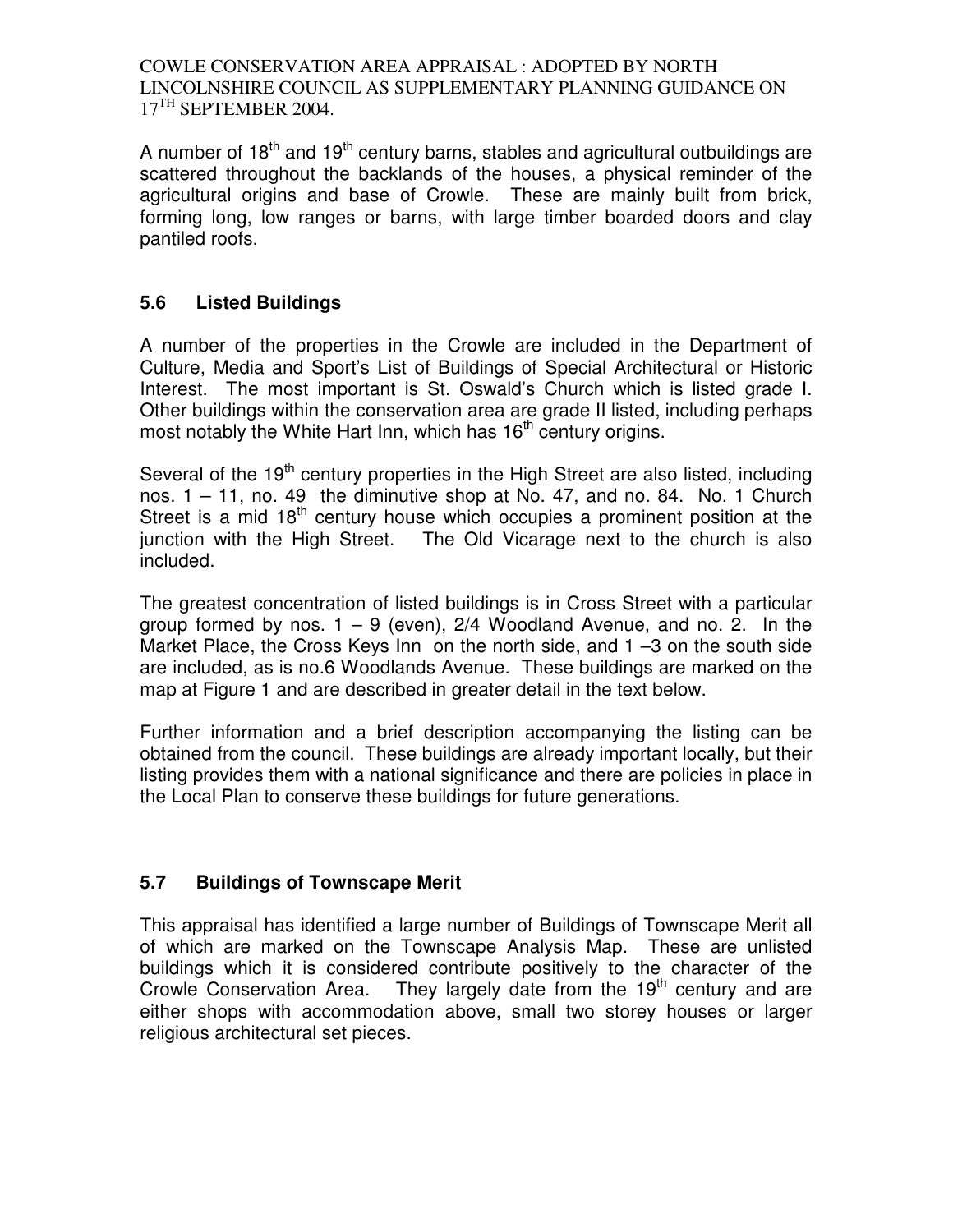A number of 18th and 19th century barns, stables and agricultural outbuildings are scattered throughout the backlands of the houses, a physical reminder of the agricultural origins and base of Crowle. These are mainly built from brick, forming long, low ranges or barns, with large timber boarded doors and clay pantiled roofs.

## 5.6 Listed Buildings

A number of the properties in the Crowle are included in the Department of Culture, Media and Sport's List of Buildings of Special Architectural or Historic Interest. The most important is St. Oswald's Church which is listed grade I. Other buildings within the conservation area are grade II listed, including perhaps most notably the White Hart Inn, which has 16th century origins.

Several of the 19th century properties in the High Street are also listed, including nos. 1 – 11, no. 49 the diminutive shop at No. 47, and no. 84. No. 1 Church Street is a mid 18th century house which occupies a prominent position at the junction with the High Street. The Old Vicarage next to the church is also included.

The greatest concentration of listed buildings is in Cross Street with a particular group formed by nos. 1 – 9 (even), 2/4 Woodland Avenue, and no. 2. In the Market Place, the Cross Keys Inn on the north side, and 1 –3 on the south side are included, as is no.6 Woodlands Avenue. These buildings are marked on the map at Figure 1 and are described in greater detail in the text below.

Further information and a brief description accompanying the listing can be obtained from the council. These buildings are already important locally, but their listing provides them with a national significance and there are policies in place in the Local Plan to conserve these buildings for future generations.

## 5.7 Buildings of Townscape Merit

This appraisal has identified a large number of Buildings of Townscape Merit all of which are marked on the Townscape Analysis Map. These are unlisted buildings which it is considered contribute positively to the character of the Crowle Conservation Area. They largely date from the 19th century and are either shops with accommodation above, small two storey houses or larger religious architectural set pieces.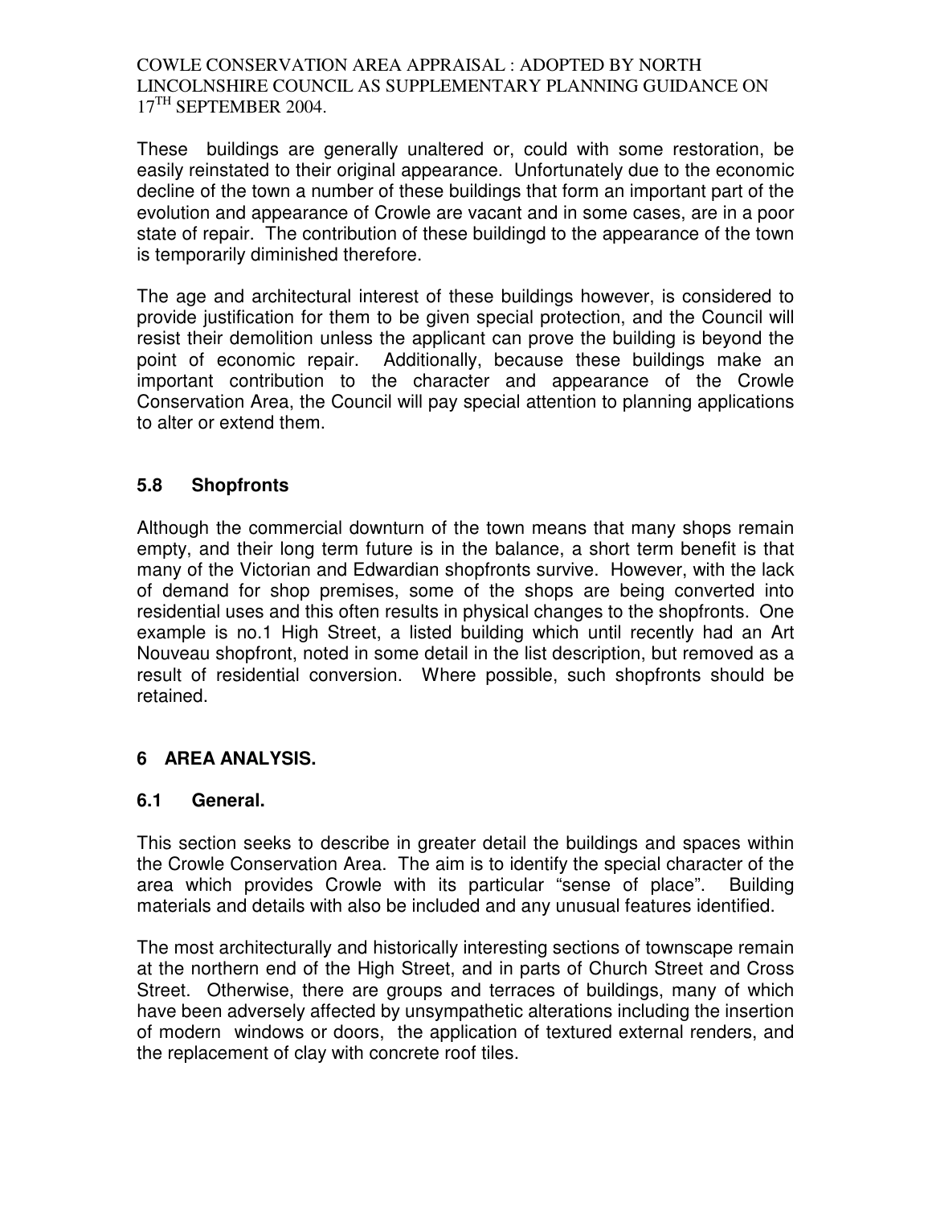These buildings are generally unaltered or, could with some restoration, be easily reinstated to their original appearance. Unfortunately due to the economic decline of the town a number of these buildings that form an important part of the evolution and appearance of Crowle are vacant and in some cases, are in a poor state of repair. The contribution of these buildingd to the appearance of the town is temporarily diminished therefore.

The age and architectural interest of these buildings however, is considered to provide justification for them to be given special protection, and the Council will resist their demolition unless the applicant can prove the building is beyond the point of economic repair. Additionally, because these buildings make an important contribution to the character and appearance of the Crowle Conservation Area, the Council will pay special attention to planning applications to alter or extend them.

### 5.8 Shopfronts

Although the commercial downturn of the town means that many shops remain empty, and their long term future is in the balance, a short term benefit is that many of the Victorian and Edwardian shopfronts survive. However, with the lack of demand for shop premises, some of the shops are being converted into residential uses and this often results in physical changes to the shopfronts. One example is no.1 High Street, a listed building which until recently had an Art Nouveau shopfront, noted in some detail in the list description, but removed as a result of residential conversion. Where possible, such shopfronts should be retained.

## 6 AREA ANALYSIS.

### 6.1 General.

This section seeks to describe in greater detail the buildings and spaces within the Crowle Conservation Area. The aim is to identify the special character of the area which provides Crowle with its particular "sense of place". Building materials and details with also be included and any unusual features identified.

The most architecturally and historically interesting sections of townscape remain at the northern end of the High Street, and in parts of Church Street and Cross Street. Otherwise, there are groups and terraces of buildings, many of which have been adversely affected by unsympathetic alterations including the insertion of modern windows or doors, the application of textured external renders, and the replacement of clay with concrete roof tiles.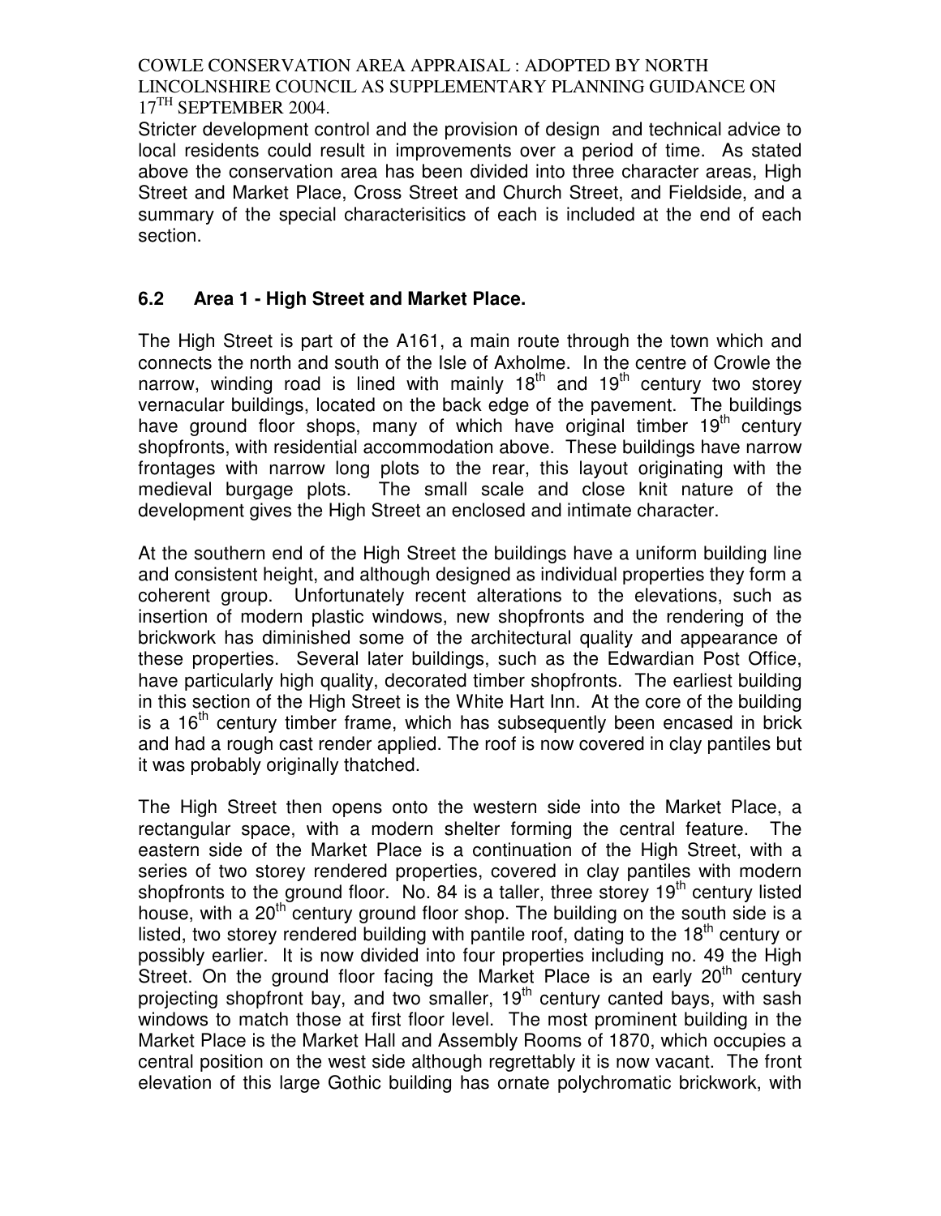Stricter development control and the provision of design and technical advice to local residents could result in improvements over a period of time. As stated above the conservation area has been divided into three character areas, High Street and Market Place, Cross Street and Church Street, and Fieldside, and a summary of the special characterisitics of each is included at the end of each section.

## 6.2 Area 1 - High Street and Market Place.

The High Street is part of the A161, a main route through the town which and connects the north and south of the Isle of Axholme. In the centre of Crowle the narrow, winding road is lined with mainly 18th and 19th century two storey vernacular buildings, located on the back edge of the pavement. The buildings have ground floor shops, many of which have original timber 19th century shopfronts, with residential accommodation above. These buildings have narrow frontages with narrow long plots to the rear, this layout originating with the medieval burgage plots. The small scale and close knit nature of the development gives the High Street an enclosed and intimate character.

At the southern end of the High Street the buildings have a uniform building line and consistent height, and although designed as individual properties they form a coherent group. Unfortunately recent alterations to the elevations, such as insertion of modern plastic windows, new shopfronts and the rendering of the brickwork has diminished some of the architectural quality and appearance of these properties. Several later buildings, such as the Edwardian Post Office, have particularly high quality, decorated timber shopfronts. The earliest building in this section of the High Street is the White Hart Inn. At the core of the building is a 16th century timber frame, which has subsequently been encased in brick and had a rough cast render applied. The roof is now covered in clay pantiles but it was probably originally thatched.

The High Street then opens onto the western side into the Market Place, a rectangular space, with a modern shelter forming the central feature. The eastern side of the Market Place is a continuation of the High Street, with a series of two storey rendered properties, covered in clay pantiles with modern shopfronts to the ground floor. No. 84 is a taller, three storey 19th century listed house, with a 20th century ground floor shop. The building on the south side is a listed, two storey rendered building with pantile roof, dating to the 18th century or possibly earlier. It is now divided into four properties including no. 49 the High Street. On the ground floor facing the Market Place is an early 20th century projecting shopfront bay, and two smaller, 19th century canted bays, with sash windows to match those at first floor level. The most prominent building in the Market Place is the Market Hall and Assembly Rooms of 1870, which occupies a central position on the west side although regrettably it is now vacant. The front elevation of this large Gothic building has ornate polychromatic brickwork, with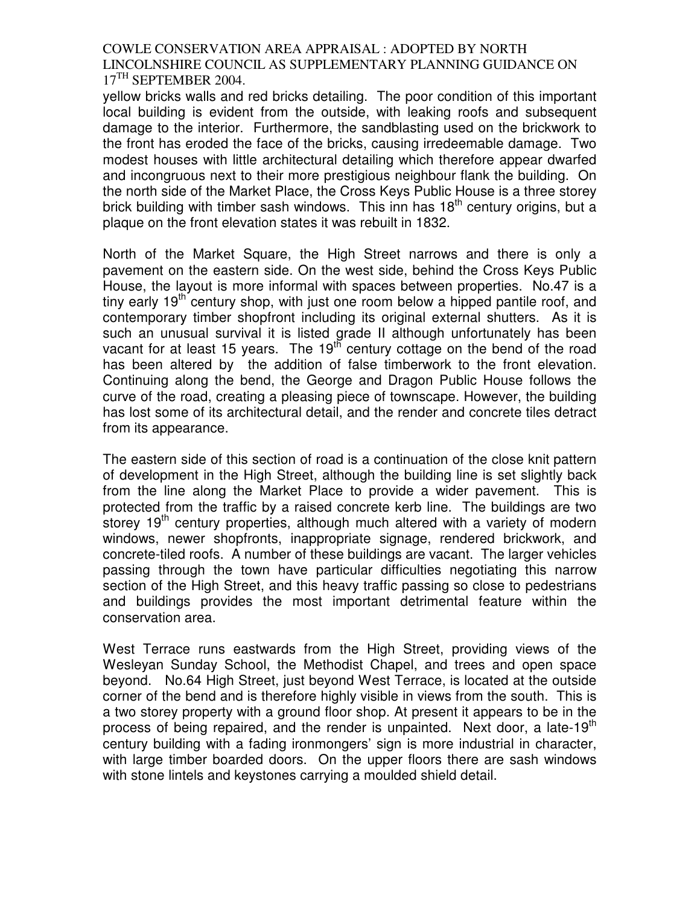yellow bricks walls and red bricks detailing. The poor condition of this important local building is evident from the outside, with leaking roofs and subsequent damage to the interior. Furthermore, the sandblasting used on the brickwork to the front has eroded the face of the bricks, causing irredeemable damage. Two modest houses with little architectural detailing which therefore appear dwarfed and incongruous next to their more prestigious neighbour flank the building. On the north side of the Market Place, the Cross Keys Public House is a three storey brick building with timber sash windows. This inn has 18th century origins, but a plaque on the front elevation states it was rebuilt in 1832.

North of the Market Square, the High Street narrows and there is only a pavement on the eastern side. On the west side, behind the Cross Keys Public House, the layout is more informal with spaces between properties. No.47 is a tiny early 19th century shop, with just one room below a hipped pantile roof, and contemporary timber shopfront including its original external shutters. As it is such an unusual survival it is listed grade II although unfortunately has been vacant for at least 15 years. The 19th century cottage on the bend of the road has been altered by the addition of false timberwork to the front elevation. Continuing along the bend, the George and Dragon Public House follows the curve of the road, creating a pleasing piece of townscape. However, the building has lost some of its architectural detail, and the render and concrete tiles detract from its appearance.

The eastern side of this section of road is a continuation of the close knit pattern of development in the High Street, although the building line is set slightly back from the line along the Market Place to provide a wider pavement. This is protected from the traffic by a raised concrete kerb line. The buildings are two storey 19th century properties, although much altered with a variety of modern windows, newer shopfronts, inappropriate signage, rendered brickwork, and concrete-tiled roofs. A number of these buildings are vacant. The larger vehicles passing through the town have particular difficulties negotiating this narrow section of the High Street, and this heavy traffic passing so close to pedestrians and buildings provides the most important detrimental feature within the conservation area.

West Terrace runs eastwards from the High Street, providing views of the Wesleyan Sunday School, the Methodist Chapel, and trees and open space beyond. No.64 High Street, just beyond West Terrace, is located at the outside corner of the bend and is therefore highly visible in views from the south. This is a two storey property with a ground floor shop. At present it appears to be in the process of being repaired, and the render is unpainted. Next door, a late-19th century building with a fading ironmongers' sign is more industrial in character, with large timber boarded doors. On the upper floors there are sash windows with stone lintels and keystones carrying a moulded shield detail.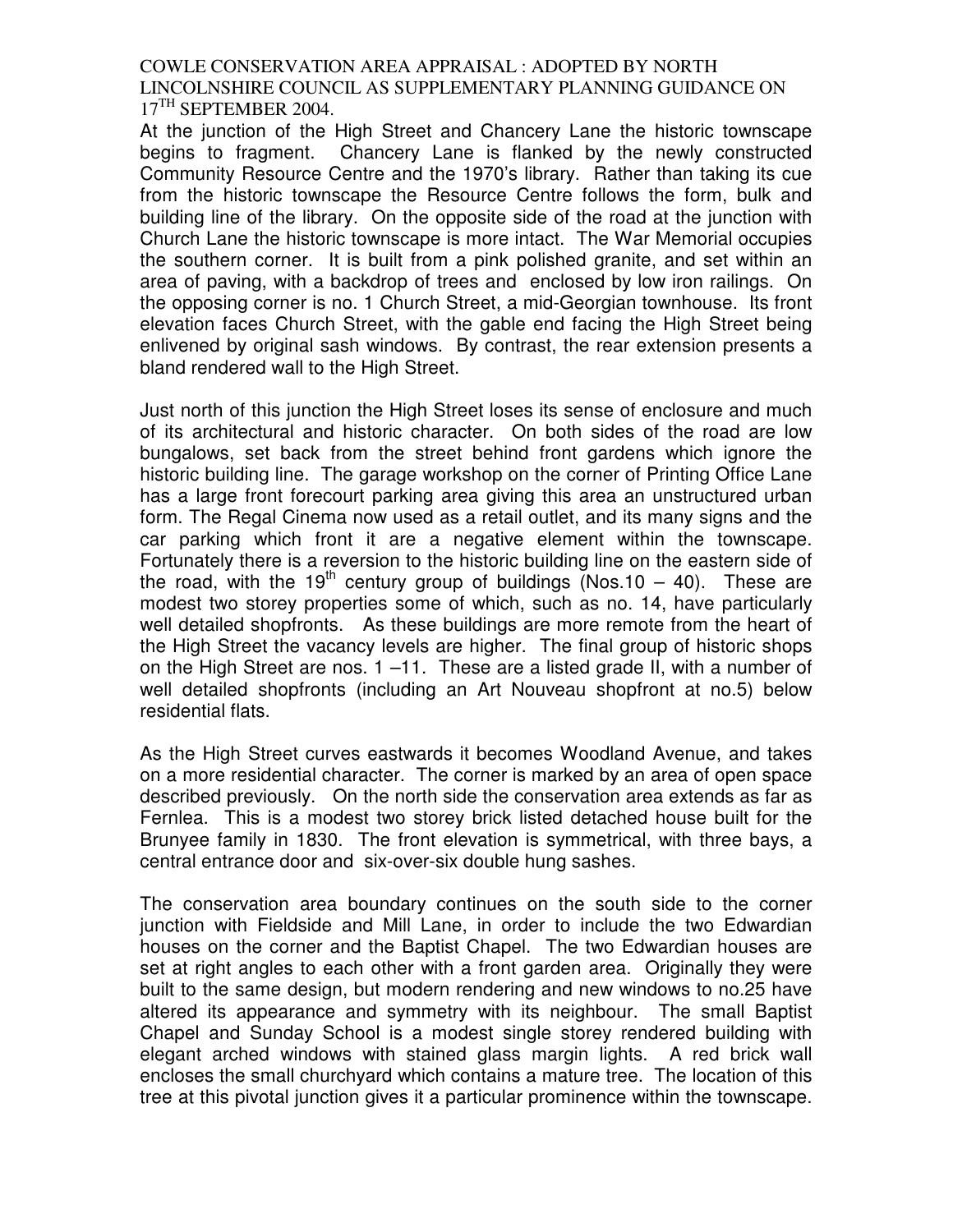At the junction of the High Street and Chancery Lane the historic townscape begins to fragment. Chancery Lane is flanked by the newly constructed Community Resource Centre and the 1970's library. Rather than taking its cue from the historic townscape the Resource Centre follows the form, bulk and building line of the library. On the opposite side of the road at the junction with Church Lane the historic townscape is more intact. The War Memorial occupies the southern corner. It is built from a pink polished granite, and set within an area of paving, with a backdrop of trees and enclosed by low iron railings. On the opposing corner is no. 1 Church Street, a mid-Georgian townhouse. Its front elevation faces Church Street, with the gable end facing the High Street being enlivened by original sash windows. By contrast, the rear extension presents a bland rendered wall to the High Street.

Just north of this junction the High Street loses its sense of enclosure and much of its architectural and historic character. On both sides of the road are low bungalows, set back from the street behind front gardens which ignore the historic building line. The garage workshop on the corner of Printing Office Lane has a large front forecourt parking area giving this area an unstructured urban form. The Regal Cinema now used as a retail outlet, and its many signs and the car parking which front it are a negative element within the townscape. Fortunately there is a reversion to the historic building line on the eastern side of the road, with the 19th century group of buildings (Nos.10 – 40). These are modest two storey properties some of which, such as no. 14, have particularly well detailed shopfronts. As these buildings are more remote from the heart of the High Street the vacancy levels are higher. The final group of historic shops on the High Street are nos. 1 –11. These are a listed grade II, with a number of well detailed shopfronts (including an Art Nouveau shopfront at no.5) below residential flats.

As the High Street curves eastwards it becomes Woodland Avenue, and takes on a more residential character. The corner is marked by an area of open space described previously. On the north side the conservation area extends as far as Fernlea. This is a modest two storey brick listed detached house built for the Brunyee family in 1830. The front elevation is symmetrical, with three bays, a central entrance door and six-over-six double hung sashes.

The conservation area boundary continues on the south side to the corner junction with Fieldside and Mill Lane, in order to include the two Edwardian houses on the corner and the Baptist Chapel. The two Edwardian houses are set at right angles to each other with a front garden area. Originally they were built to the same design, but modern rendering and new windows to no.25 have altered its appearance and symmetry with its neighbour. The small Baptist Chapel and Sunday School is a modest single storey rendered building with elegant arched windows with stained glass margin lights. A red brick wall encloses the small churchyard which contains a mature tree. The location of this tree at this pivotal junction gives it a particular prominence within the townscape.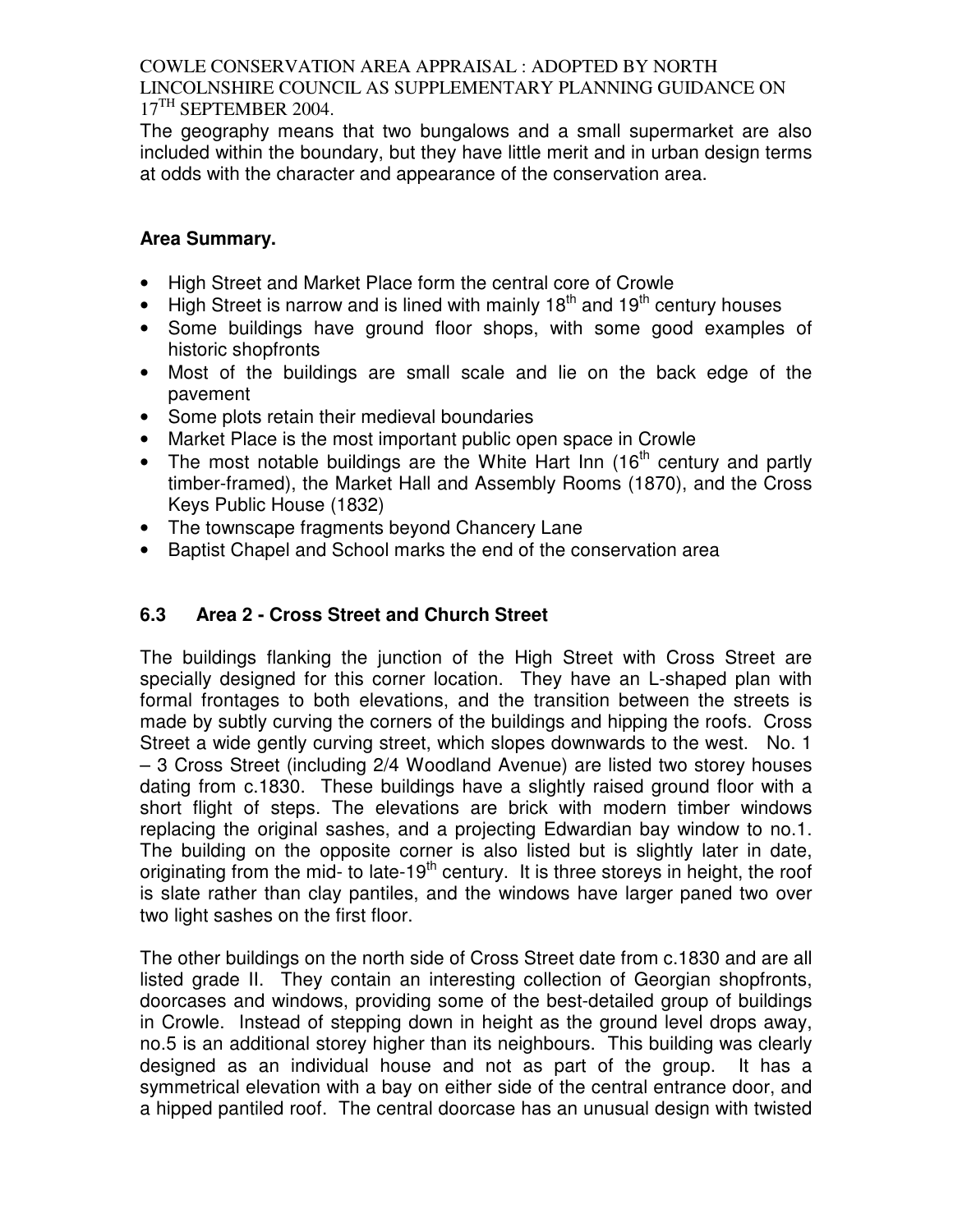The geography means that two bungalows and a small supermarket are also included within the boundary, but they have little merit and in urban design terms at odds with the character and appearance of the conservation area.

**Area Summary.**

- High Street and Market Place form the central core of Crowle
- High Street is narrow and is lined with mainly 18th and 19th century houses
- Some buildings have ground floor shops, with some good examples of historic shopfronts
- Most of the buildings are small scale and lie on the back edge of the pavement
- Some plots retain their medieval boundaries
- Market Place is the most important public open space in Crowle
- The most notable buildings are the White Hart Inn (16th century and partly timber-framed), the Market Hall and Assembly Rooms (1870), and the Cross Keys Public House (1832)
- The townscape fragments beyond Chancery Lane
- Baptist Chapel and School marks the end of the conservation area

### 6.3 Area 2 - Cross Street and Church Street

The buildings flanking the junction of the High Street with Cross Street are specially designed for this corner location. They have an L-shaped plan with formal frontages to both elevations, and the transition between the streets is made by subtly curving the corners of the buildings and hipping the roofs. Cross Street a wide gently curving street, which slopes downwards to the west. No. 1 – 3 Cross Street (including 2/4 Woodland Avenue) are listed two storey houses dating from c.1830. These buildings have a slightly raised ground floor with a short flight of steps. The elevations are brick with modern timber windows replacing the original sashes, and a projecting Edwardian bay window to no.1. The building on the opposite corner is also listed but is slightly later in date, originating from the mid- to late-19th century. It is three storeys in height, the roof is slate rather than clay pantiles, and the windows have larger paned two over two light sashes on the first floor.

The other buildings on the north side of Cross Street date from c.1830 and are all listed grade II. They contain an interesting collection of Georgian shopfronts, doorcases and windows, providing some of the best-detailed group of buildings in Crowle. Instead of stepping down in height as the ground level drops away, no.5 is an additional storey higher than its neighbours. This building was clearly designed as an individual house and not as part of the group. It has a symmetrical elevation with a bay on either side of the central entrance door, and a hipped pantiled roof. The central doorcase has an unusual design with twisted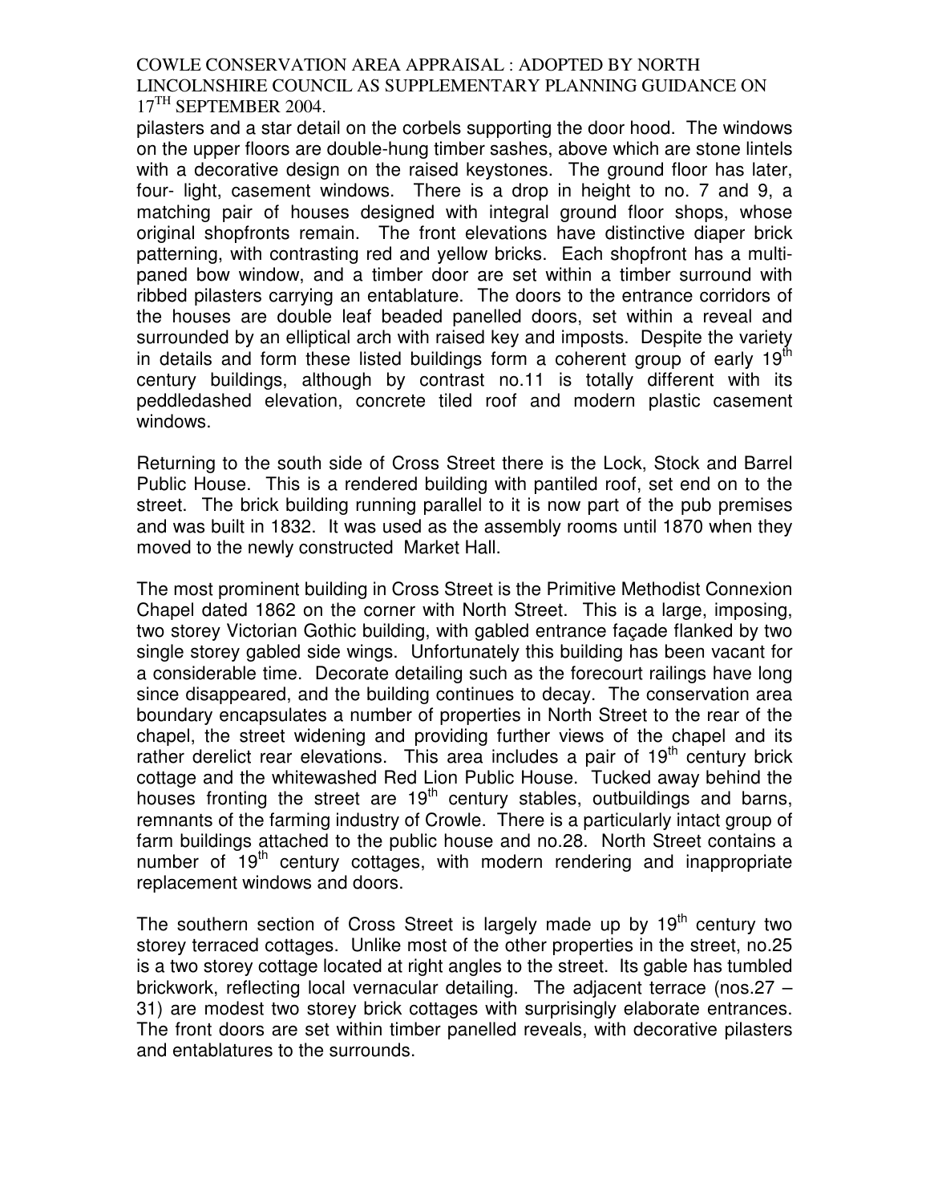pilasters and a star detail on the corbels supporting the door hood. The windows on the upper floors are double-hung timber sashes, above which are stone lintels with a decorative design on the raised keystones. The ground floor has later, four- light, casement windows. There is a drop in height to no. 7 and 9, a matching pair of houses designed with integral ground floor shops, whose original shopfronts remain. The front elevations have distinctive diaper brick patterning, with contrasting red and yellow bricks. Each shopfront has a multi-paned bow window, and a timber door are set within a timber surround with ribbed pilasters carrying an entablature. The doors to the entrance corridors of the houses are double leaf beaded panelled doors, set within a reveal and surrounded by an elliptical arch with raised key and imposts. Despite the variety in details and form these listed buildings form a coherent group of early 19th century buildings, although by contrast no.11 is totally different with its peddledashed elevation, concrete tiled roof and modern plastic casement windows.

Returning to the south side of Cross Street there is the Lock, Stock and Barrel Public House. This is a rendered building with pantiled roof, set end on to the street. The brick building running parallel to it is now part of the pub premises and was built in 1832. It was used as the assembly rooms until 1870 when they moved to the newly constructed Market Hall.

The most prominent building in Cross Street is the Primitive Methodist Connexion Chapel dated 1862 on the corner with North Street. This is a large, imposing, two storey Victorian Gothic building, with gabled entrance façade flanked by two single storey gabled side wings. Unfortunately this building has been vacant for a considerable time. Decorate detailing such as the forecourt railings have long since disappeared, and the building continues to decay. The conservation area boundary encapsulates a number of properties in North Street to the rear of the chapel, the street widening and providing further views of the chapel and its rather derelict rear elevations. This area includes a pair of 19th century brick cottage and the whitewashed Red Lion Public House. Tucked away behind the houses fronting the street are 19th century stables, outbuildings and barns, remnants of the farming industry of Crowle. There is a particularly intact group of farm buildings attached to the public house and no.28. North Street contains a number of 19th century cottages, with modern rendering and inappropriate replacement windows and doors.

The southern section of Cross Street is largely made up by 19th century two storey terraced cottages. Unlike most of the other properties in the street, no.25 is a two storey cottage located at right angles to the street. Its gable has tumbled brickwork, reflecting local vernacular detailing. The adjacent terrace (nos.27 – 31) are modest two storey brick cottages with surprisingly elaborate entrances. The front doors are set within timber panelled reveals, with decorative pilasters and entablatures to the surrounds.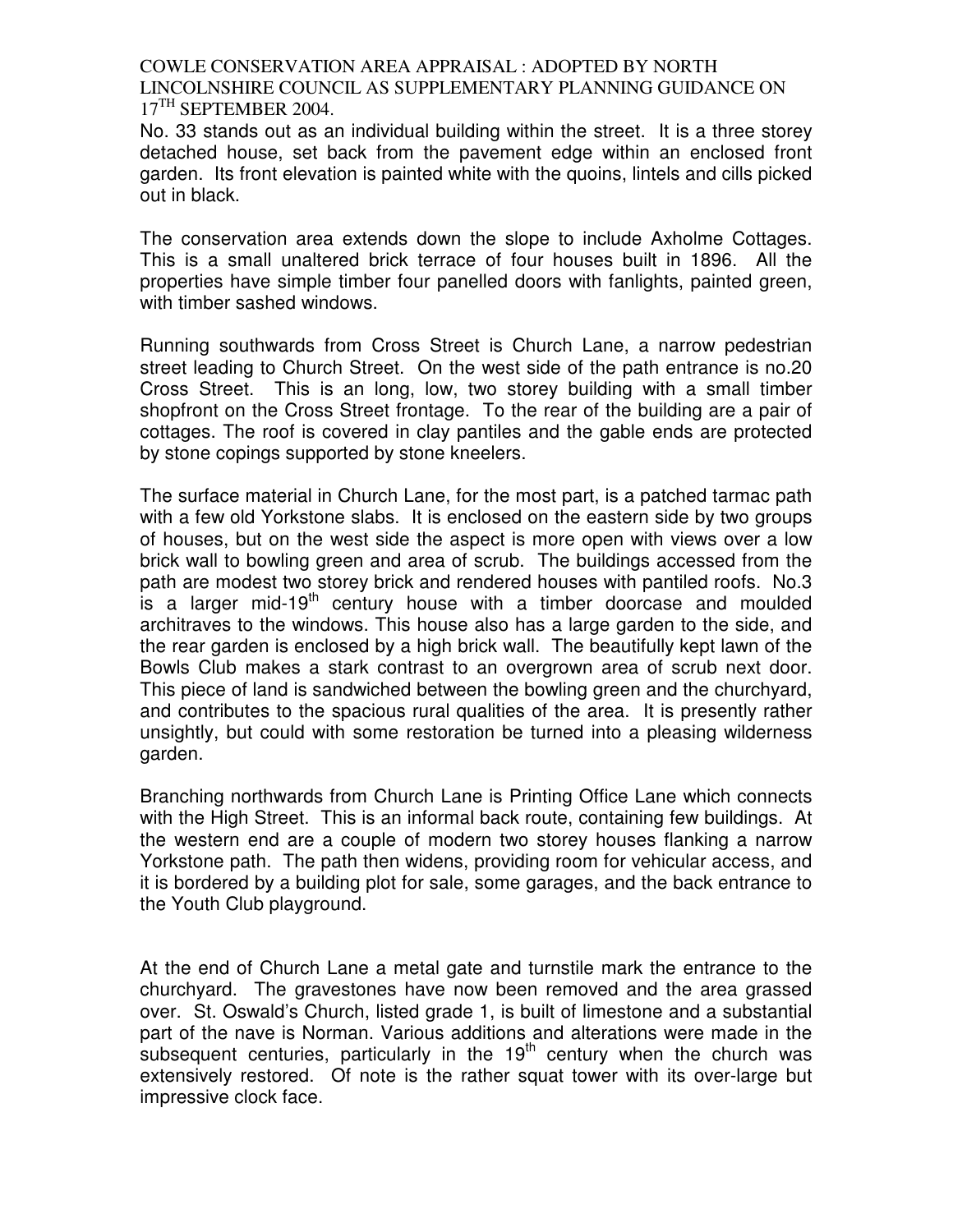No. 33 stands out as an individual building within the street. It is a three storey detached house, set back from the pavement edge within an enclosed front garden. Its front elevation is painted white with the quoins, lintels and cills picked out in black.

The conservation area extends down the slope to include Axholme Cottages. This is a small unaltered brick terrace of four houses built in 1896. All the properties have simple timber four panelled doors with fanlights, painted green, with timber sashed windows.

Running southwards from Cross Street is Church Lane, a narrow pedestrian street leading to Church Street. On the west side of the path entrance is no.20 Cross Street. This is an long, low, two storey building with a small timber shopfront on the Cross Street frontage. To the rear of the building are a pair of cottages. The roof is covered in clay pantiles and the gable ends are protected by stone copings supported by stone kneelers.

The surface material in Church Lane, for the most part, is a patched tarmac path with a few old Yorkstone slabs. It is enclosed on the eastern side by two groups of houses, but on the west side the aspect is more open with views over a low brick wall to bowling green and area of scrub. The buildings accessed from the path are modest two storey brick and rendered houses with pantiled roofs. No.3 is a larger mid-19th century house with a timber doorcase and moulded architraves to the windows. This house also has a large garden to the side, and the rear garden is enclosed by a high brick wall. The beautifully kept lawn of the Bowls Club makes a stark contrast to an overgrown area of scrub next door. This piece of land is sandwiched between the bowling green and the churchyard, and contributes to the spacious rural qualities of the area. It is presently rather unsightly, but could with some restoration be turned into a pleasing wilderness garden.

Branching northwards from Church Lane is Printing Office Lane which connects with the High Street. This is an informal back route, containing few buildings. At the western end are a couple of modern two storey houses flanking a narrow Yorkstone path. The path then widens, providing room for vehicular access, and it is bordered by a building plot for sale, some garages, and the back entrance to the Youth Club playground.

At the end of Church Lane a metal gate and turnstile mark the entrance to the churchyard. The gravestones have now been removed and the area grassed over. St. Oswald's Church, listed grade 1, is built of limestone and a substantial part of the nave is Norman. Various additions and alterations were made in the subsequent centuries, particularly in the 19th century when the church was extensively restored. Of note is the rather squat tower with its over-large but impressive clock face.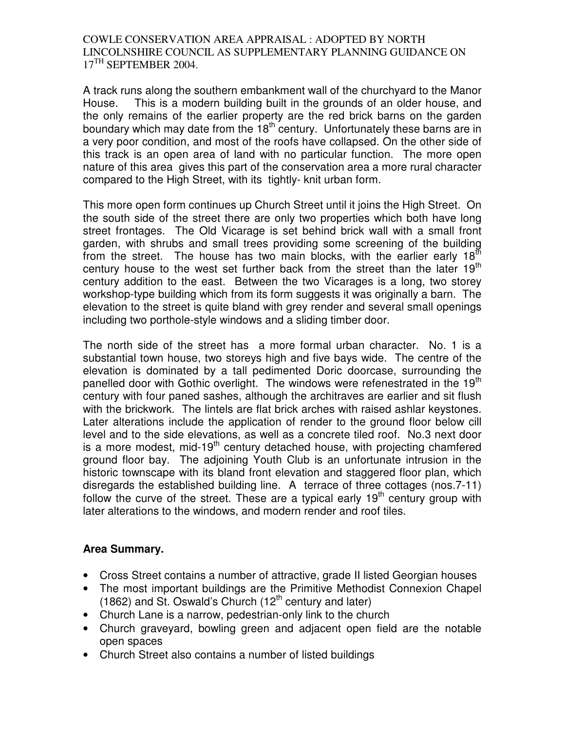A track runs along the southern embankment wall of the churchyard to the Manor House. This is a modern building built in the grounds of an older house, and the only remains of the earlier property are the red brick barns on the garden boundary which may date from the 18th century. Unfortunately these barns are in a very poor condition, and most of the roofs have collapsed. On the other side of this track is an open area of land with no particular function. The more open nature of this area gives this part of the conservation area a more rural character compared to the High Street, with its tightly- knit urban form.

This more open form continues up Church Street until it joins the High Street. On the south side of the street there are only two properties which both have long street frontages. The Old Vicarage is set behind brick wall with a small front garden, with shrubs and small trees providing some screening of the building from the street. The house has two main blocks, with the earlier early 18th century house to the west set further back from the street than the later 19th century addition to the east. Between the two Vicarages is a long, two storey workshop-type building which from its form suggests it was originally a barn. The elevation to the street is quite bland with grey render and several small openings including two porthole-style windows and a sliding timber door.

The north side of the street has a more formal urban character. No. 1 is a substantial town house, two storeys high and five bays wide. The centre of the elevation is dominated by a tall pedimented Doric doorcase, surrounding the panelled door with Gothic overlight. The windows were refenestrated in the 19th century with four paned sashes, although the architraves are earlier and sit flush with the brickwork. The lintels are flat brick arches with raised ashlar keystones. Later alterations include the application of render to the ground floor below cill level and to the side elevations, as well as a concrete tiled roof. No.3 next door is a more modest, mid-19th century detached house, with projecting chamfered ground floor bay. The adjoining Youth Club is an unfortunate intrusion in the historic townscape with its bland front elevation and staggered floor plan, which disregards the established building line. A terrace of three cottages (nos.7-11) follow the curve of the street. These are a typical early 19th century group with later alterations to the windows, and modern render and roof tiles.

**Area Summary.**

- Cross Street contains a number of attractive, grade II listed Georgian houses
- The most important buildings are the Primitive Methodist Connexion Chapel (1862) and St. Oswald's Church (12th century and later)
- Church Lane is a narrow, pedestrian-only link to the church
- Church graveyard, bowling green and adjacent open field are the notable open spaces
- Church Street also contains a number of listed buildings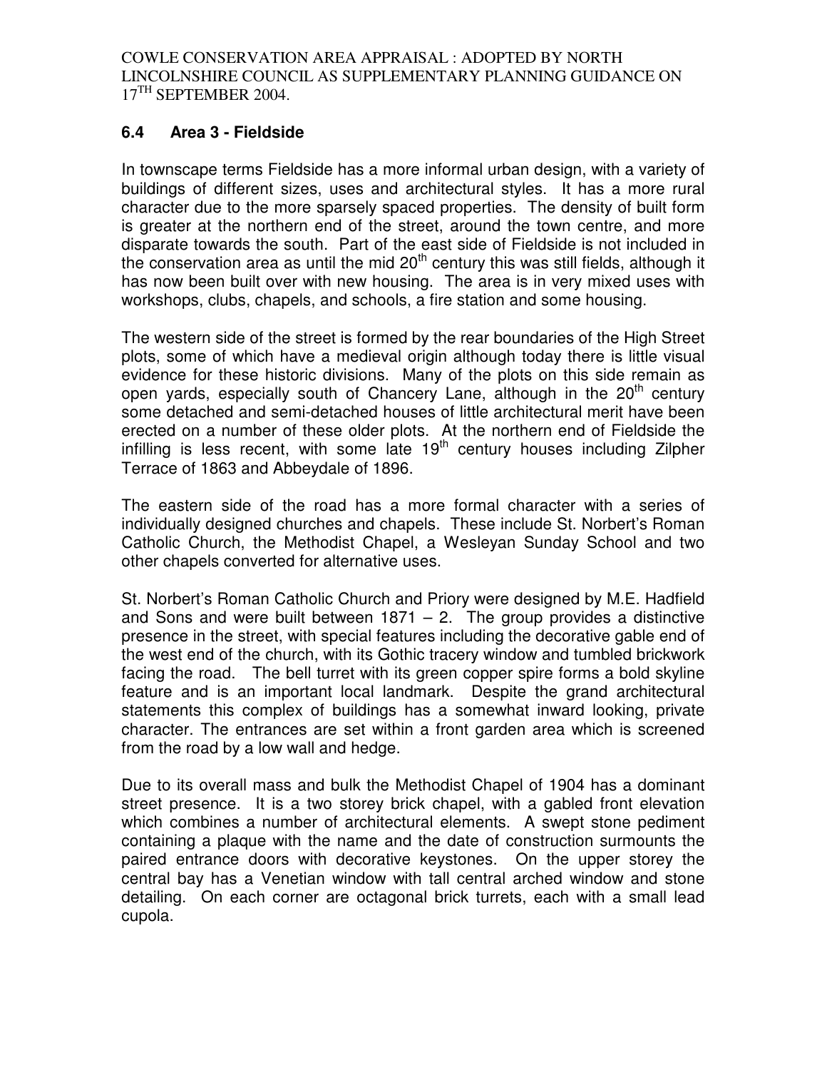### 6.4 Area 3 - Fieldside

In townscape terms Fieldside has a more informal urban design, with a variety of buildings of different sizes, uses and architectural styles. It has a more rural character due to the more sparsely spaced properties. The density of built form is greater at the northern end of the street, around the town centre, and more disparate towards the south. Part of the east side of Fieldside is not included in the conservation area as until the mid 20th century this was still fields, although it has now been built over with new housing. The area is in very mixed uses with workshops, clubs, chapels, and schools, a fire station and some housing.

The western side of the street is formed by the rear boundaries of the High Street plots, some of which have a medieval origin although today there is little visual evidence for these historic divisions. Many of the plots on this side remain as open yards, especially south of Chancery Lane, although in the 20th century some detached and semi-detached houses of little architectural merit have been erected on a number of these older plots. At the northern end of Fieldside the infilling is less recent, with some late 19th century houses including Zilpher Terrace of 1863 and Abbeydale of 1896.

The eastern side of the road has a more formal character with a series of individually designed churches and chapels. These include St. Norbert's Roman Catholic Church, the Methodist Chapel, a Wesleyan Sunday School and two other chapels converted for alternative uses.

St. Norbert's Roman Catholic Church and Priory were designed by M.E. Hadfield and Sons and were built between 1871 – 2. The group provides a distinctive presence in the street, with special features including the decorative gable end of the west end of the church, with its Gothic tracery window and tumbled brickwork facing the road. The bell turret with its green copper spire forms a bold skyline feature and is an important local landmark. Despite the grand architectural statements this complex of buildings has a somewhat inward looking, private character. The entrances are set within a front garden area which is screened from the road by a low wall and hedge.

Due to its overall mass and bulk the Methodist Chapel of 1904 has a dominant street presence. It is a two storey brick chapel, with a gabled front elevation which combines a number of architectural elements. A swept stone pediment containing a plaque with the name and the date of construction surmounts the paired entrance doors with decorative keystones. On the upper storey the central bay has a Venetian window with tall central arched window and stone detailing. On each corner are octagonal brick turrets, each with a small lead cupola.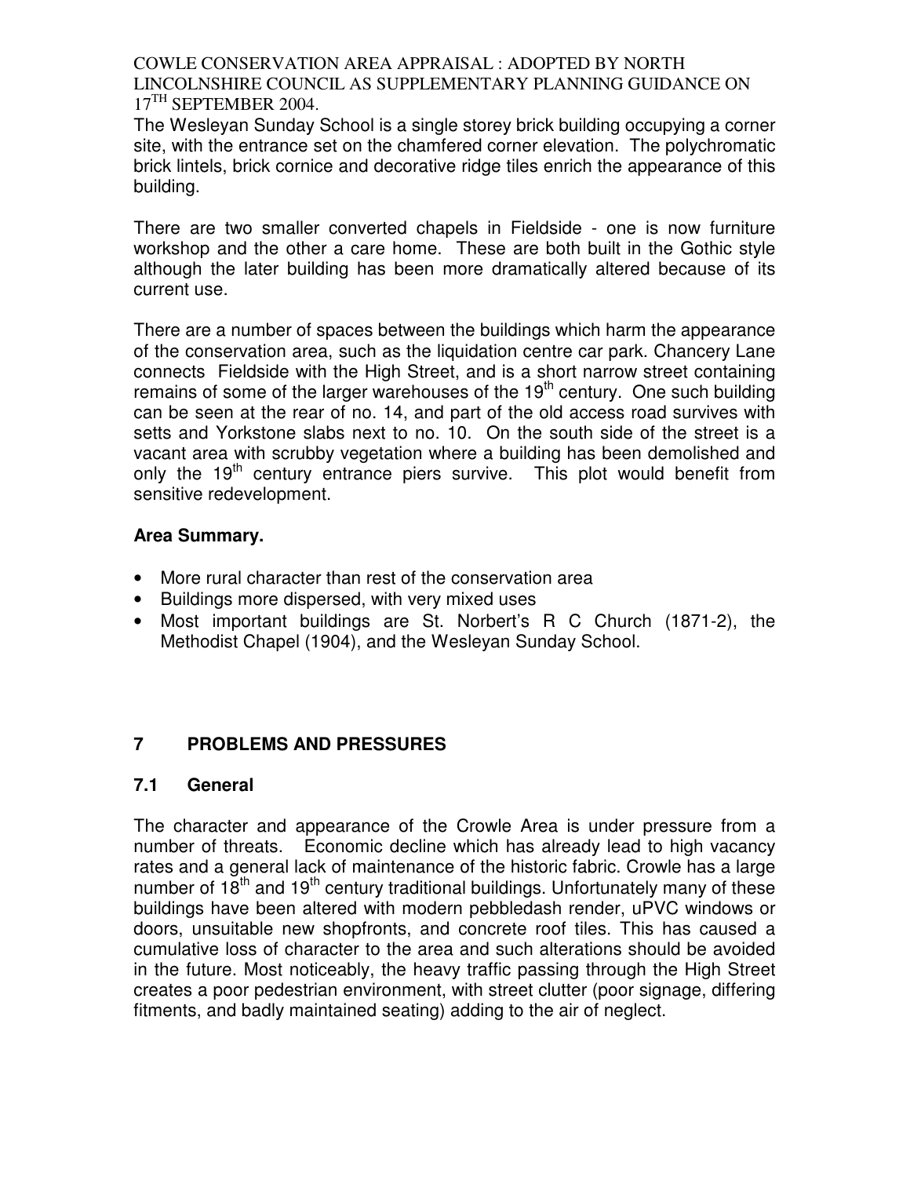The Wesleyan Sunday School is a single storey brick building occupying a corner site, with the entrance set on the chamfered corner elevation. The polychromatic brick lintels, brick cornice and decorative ridge tiles enrich the appearance of this building.

There are two smaller converted chapels in Fieldside - one is now furniture workshop and the other a care home. These are both built in the Gothic style although the later building has been more dramatically altered because of its current use.

There are a number of spaces between the buildings which harm the appearance of the conservation area, such as the liquidation centre car park. Chancery Lane connects Fieldside with the High Street, and is a short narrow street containing remains of some of the larger warehouses of the 19th century. One such building can be seen at the rear of no. 14, and part of the old access road survives with setts and Yorkstone slabs next to no. 10. On the south side of the street is a vacant area with scrubby vegetation where a building has been demolished and only the 19th century entrance piers survive. This plot would benefit from sensitive redevelopment.

**Area Summary.**

- More rural character than rest of the conservation area
- Buildings more dispersed, with very mixed uses
- Most important buildings are St. Norbert's R C Church (1871-2), the Methodist Chapel (1904), and the Wesleyan Sunday School.

## 7 PROBLEMS AND PRESSURES

### 7.1 General

The character and appearance of the Crowle Area is under pressure from a number of threats. Economic decline which has already lead to high vacancy rates and a general lack of maintenance of the historic fabric. Crowle has a large number of 18th and 19th century traditional buildings. Unfortunately many of these buildings have been altered with modern pebbledash render, uPVC windows or doors, unsuitable new shopfronts, and concrete roof tiles. This has caused a cumulative loss of character to the area and such alterations should be avoided in the future. Most noticeably, the heavy traffic passing through the High Street creates a poor pedestrian environment, with street clutter (poor signage, differing fitments, and badly maintained seating) adding to the air of neglect.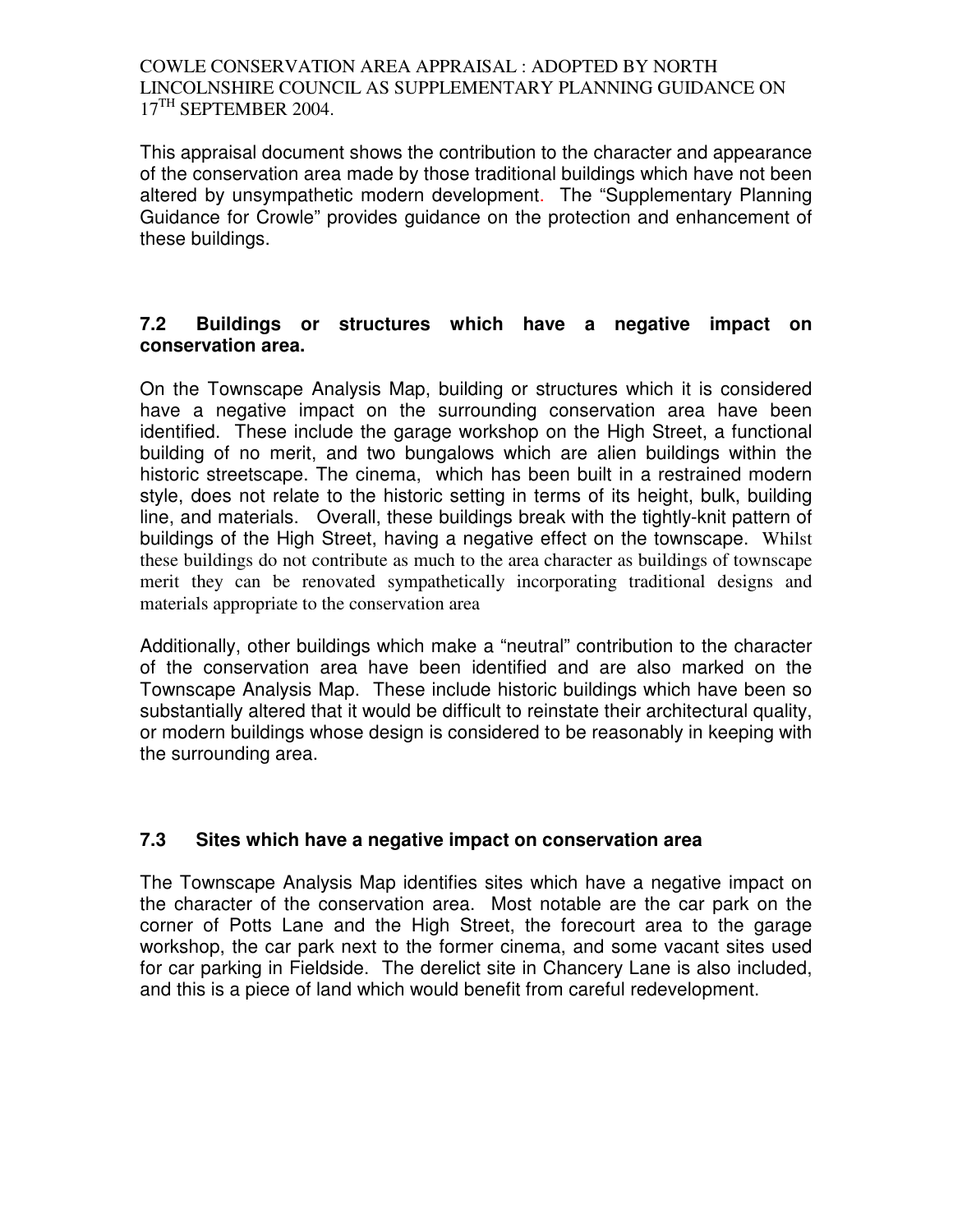This appraisal document shows the contribution to the character and appearance of the conservation area made by those traditional buildings which have not been altered by unsympathetic modern development. The "Supplementary Planning Guidance for Crowle" provides guidance on the protection and enhancement of these buildings.

### 7.2 Buildings or structures which have a negative impact on conservation area.

On the Townscape Analysis Map, building or structures which it is considered have a negative impact on the surrounding conservation area have been identified. These include the garage workshop on the High Street, a functional building of no merit, and two bungalows which are alien buildings within the historic streetscape. The cinema, which has been built in a restrained modern style, does not relate to the historic setting in terms of its height, bulk, building line, and materials. Overall, these buildings break with the tightly-knit pattern of buildings of the High Street, having a negative effect on the townscape. Whilst these buildings do not contribute as much to the area character as buildings of townscape merit they can be renovated sympathetically incorporating traditional designs and materials appropriate to the conservation area

Additionally, other buildings which make a "neutral" contribution to the character of the conservation area have been identified and are also marked on the Townscape Analysis Map. These include historic buildings which have been so substantially altered that it would be difficult to reinstate their architectural quality, or modern buildings whose design is considered to be reasonably in keeping with the surrounding area.

### 7.3 Sites which have a negative impact on conservation area

The Townscape Analysis Map identifies sites which have a negative impact on the character of the conservation area. Most notable are the car park on the corner of Potts Lane and the High Street, the forecourt area to the garage workshop, the car park next to the former cinema, and some vacant sites used for car parking in Fieldside. The derelict site in Chancery Lane is also included, and this is a piece of land which would benefit from careful redevelopment.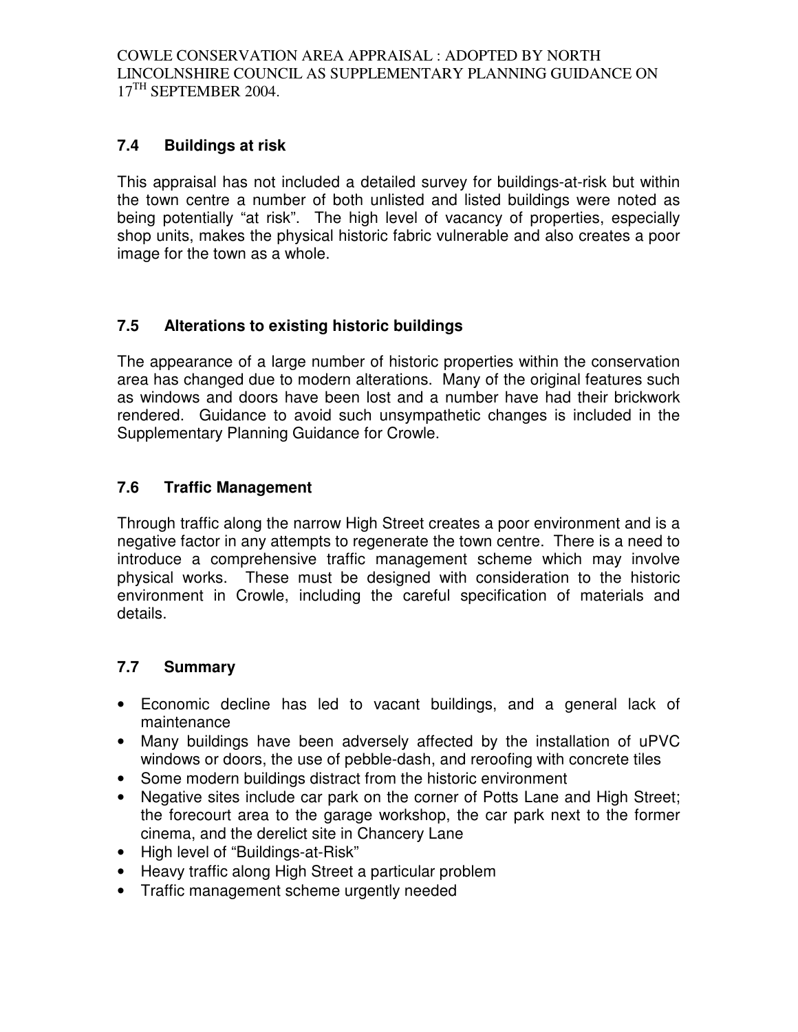## 7.4 Buildings at risk

This appraisal has not included a detailed survey for buildings-at-risk but within the town centre a number of both unlisted and listed buildings were noted as being potentially "at risk". The high level of vacancy of properties, especially shop units, makes the physical historic fabric vulnerable and also creates a poor image for the town as a whole.

## 7.5 Alterations to existing historic buildings

The appearance of a large number of historic properties within the conservation area has changed due to modern alterations. Many of the original features such as windows and doors have been lost and a number have had their brickwork rendered. Guidance to avoid such unsympathetic changes is included in the Supplementary Planning Guidance for Crowle.

## 7.6 Traffic Management

Through traffic along the narrow High Street creates a poor environment and is a negative factor in any attempts to regenerate the town centre. There is a need to introduce a comprehensive traffic management scheme which may involve physical works. These must be designed with consideration to the historic environment in Crowle, including the careful specification of materials and details.

## 7.7 Summary

- Economic decline has led to vacant buildings, and a general lack of maintenance
- Many buildings have been adversely affected by the installation of uPVC windows or doors, the use of pebble-dash, and reroofing with concrete tiles
- Some modern buildings distract from the historic environment
- Negative sites include car park on the corner of Potts Lane and High Street; the forecourt area to the garage workshop, the car park next to the former cinema, and the derelict site in Chancery Lane
- High level of "Buildings-at-Risk"
- Heavy traffic along High Street a particular problem
- Traffic management scheme urgently needed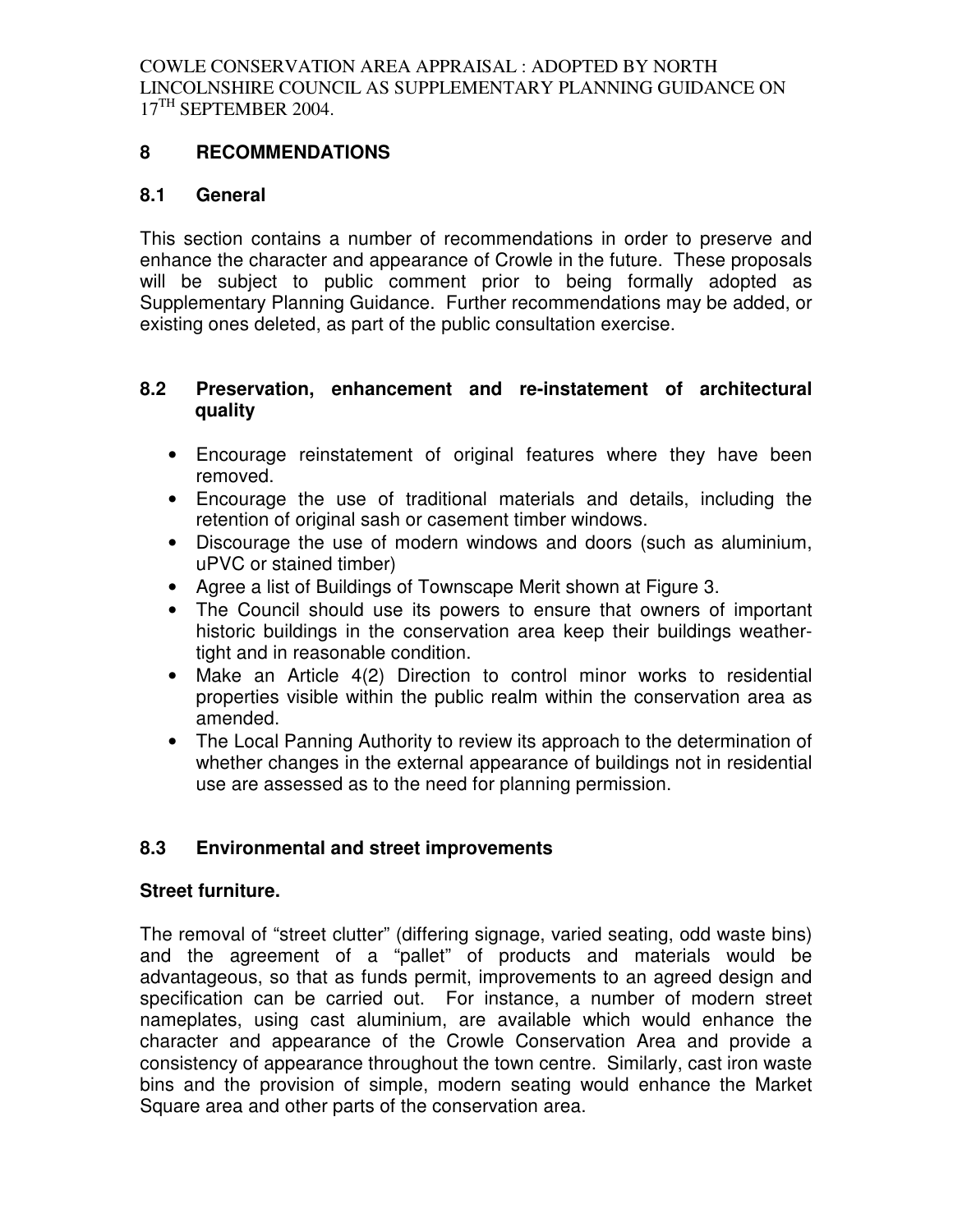## 8 RECOMMENDATIONS

### 8.1 General

This section contains a number of recommendations in order to preserve and enhance the character and appearance of Crowle in the future. These proposals will be subject to public comment prior to being formally adopted as Supplementary Planning Guidance. Further recommendations may be added, or existing ones deleted, as part of the public consultation exercise.

### 8.2 Preservation, enhancement and re-instatement of architectural quality

- Encourage reinstatement of original features where they have been removed.
- Encourage the use of traditional materials and details, including the retention of original sash or casement timber windows.
- Discourage the use of modern windows and doors (such as aluminium, uPVC or stained timber)
- Agree a list of Buildings of Townscape Merit shown at Figure 3.
- The Council should use its powers to ensure that owners of important historic buildings in the conservation area keep their buildings weather-tight and in reasonable condition.
- Make an Article 4(2) Direction to control minor works to residential properties visible within the public realm within the conservation area as amended.
- The Local Panning Authority to review its approach to the determination of whether changes in the external appearance of buildings not in residential use are assessed as to the need for planning permission.

### 8.3 Environmental and street improvements

**Street furniture.**

The removal of "street clutter" (differing signage, varied seating, odd waste bins) and the agreement of a "pallet" of products and materials would be advantageous, so that as funds permit, improvements to an agreed design and specification can be carried out. For instance, a number of modern street nameplates, using cast aluminium, are available which would enhance the character and appearance of the Crowle Conservation Area and provide a consistency of appearance throughout the town centre. Similarly, cast iron waste bins and the provision of simple, modern seating would enhance the Market Square area and other parts of the conservation area.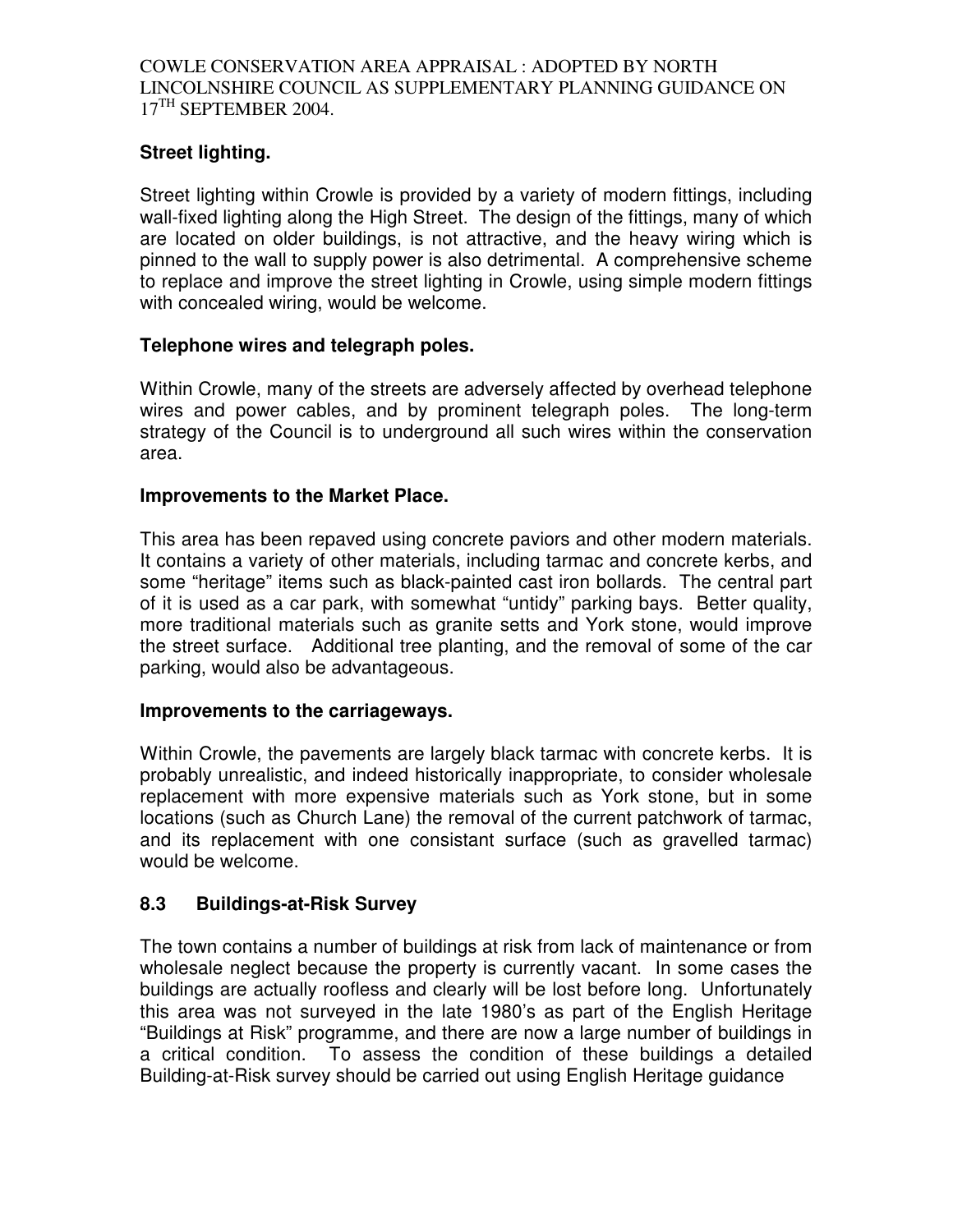**Street lighting.**

Street lighting within Crowle is provided by a variety of modern fittings, including wall-fixed lighting along the High Street. The design of the fittings, many of which are located on older buildings, is not attractive, and the heavy wiring which is pinned to the wall to supply power is also detrimental. A comprehensive scheme to replace and improve the street lighting in Crowle, using simple modern fittings with concealed wiring, would be welcome.

**Telephone wires and telegraph poles.**

Within Crowle, many of the streets are adversely affected by overhead telephone wires and power cables, and by prominent telegraph poles. The long-term strategy of the Council is to underground all such wires within the conservation area.

**Improvements to the Market Place.**

This area has been repaved using concrete paviors and other modern materials. It contains a variety of other materials, including tarmac and concrete kerbs, and some "heritage" items such as black-painted cast iron bollards. The central part of it is used as a car park, with somewhat "untidy" parking bays. Better quality, more traditional materials such as granite setts and York stone, would improve the street surface. Additional tree planting, and the removal of some of the car parking, would also be advantageous.

**Improvements to the carriageways.**

Within Crowle, the pavements are largely black tarmac with concrete kerbs. It is probably unrealistic, and indeed historically inappropriate, to consider wholesale replacement with more expensive materials such as York stone, but in some locations (such as Church Lane) the removal of the current patchwork of tarmac, and its replacement with one consistant surface (such as gravelled tarmac) would be welcome.

## 8.3 Buildings-at-Risk Survey

The town contains a number of buildings at risk from lack of maintenance or from wholesale neglect because the property is currently vacant. In some cases the buildings are actually roofless and clearly will be lost before long. Unfortunately this area was not surveyed in the late 1980's as part of the English Heritage "Buildings at Risk" programme, and there are now a large number of buildings in a critical condition. To assess the condition of these buildings a detailed Building-at-Risk survey should be carried out using English Heritage guidance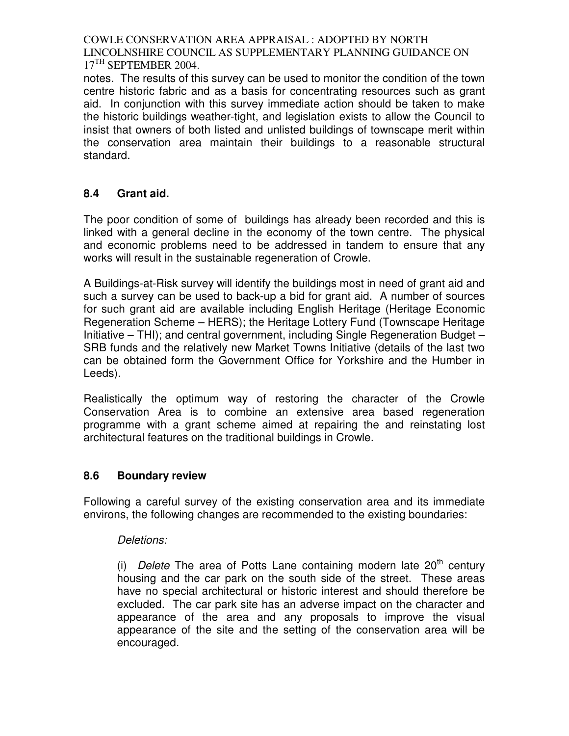notes. The results of this survey can be used to monitor the condition of the town centre historic fabric and as a basis for concentrating resources such as grant aid. In conjunction with this survey immediate action should be taken to make the historic buildings weather-tight, and legislation exists to allow the Council to insist that owners of both listed and unlisted buildings of townscape merit within the conservation area maintain their buildings to a reasonable structural standard.

## 8.4 Grant aid.

The poor condition of some of buildings has already been recorded and this is linked with a general decline in the economy of the town centre. The physical and economic problems need to be addressed in tandem to ensure that any works will result in the sustainable regeneration of Crowle.

A Buildings-at-Risk survey will identify the buildings most in need of grant aid and such a survey can be used to back-up a bid for grant aid. A number of sources for such grant aid are available including English Heritage (Heritage Economic Regeneration Scheme – HERS); the Heritage Lottery Fund (Townscape Heritage Initiative – THI); and central government, including Single Regeneration Budget – SRB funds and the relatively new Market Towns Initiative (details of the last two can be obtained form the Government Office for Yorkshire and the Humber in Leeds).

Realistically the optimum way of restoring the character of the Crowle Conservation Area is to combine an extensive area based regeneration programme with a grant scheme aimed at repairing the and reinstating lost architectural features on the traditional buildings in Crowle.

## 8.6 Boundary review

Following a careful survey of the existing conservation area and its immediate environs, the following changes are recommended to the existing boundaries:

*Deletions:*

(i) *Delete* The area of Potts Lane containing modern late 20th century housing and the car park on the south side of the street. These areas have no special architectural or historic interest and should therefore be excluded. The car park site has an adverse impact on the character and appearance of the area and any proposals to improve the visual appearance of the site and the setting of the conservation area will be encouraged.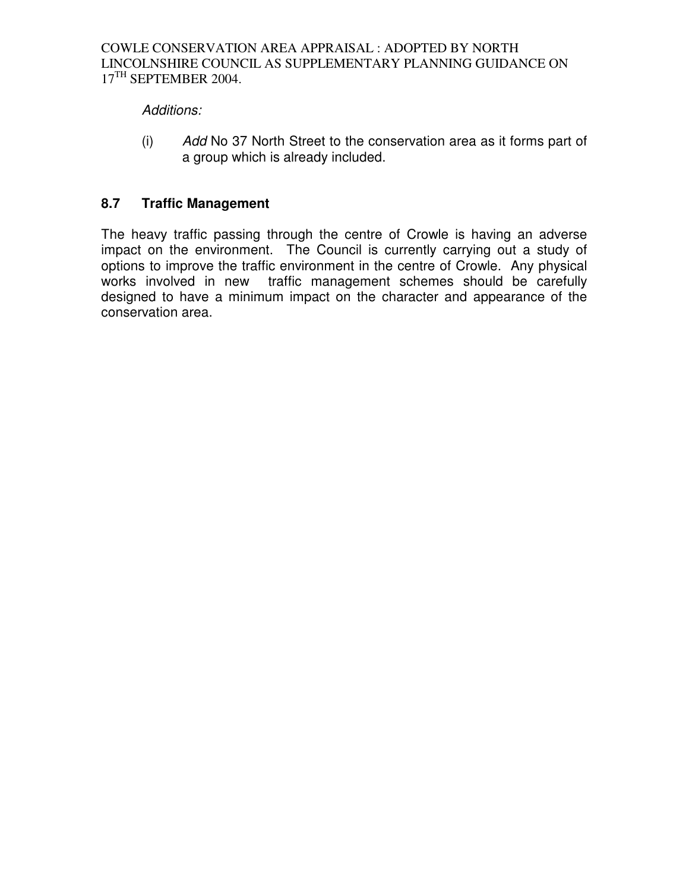*Additions:*

(i) *Add* No 37 North Street to the conservation area as it forms part of a group which is already included.

### 8.7 Traffic Management

The heavy traffic passing through the centre of Crowle is having an adverse impact on the environment. The Council is currently carrying out a study of options to improve the traffic environment in the centre of Crowle. Any physical works involved in new traffic management schemes should be carefully designed to have a minimum impact on the character and appearance of the conservation area.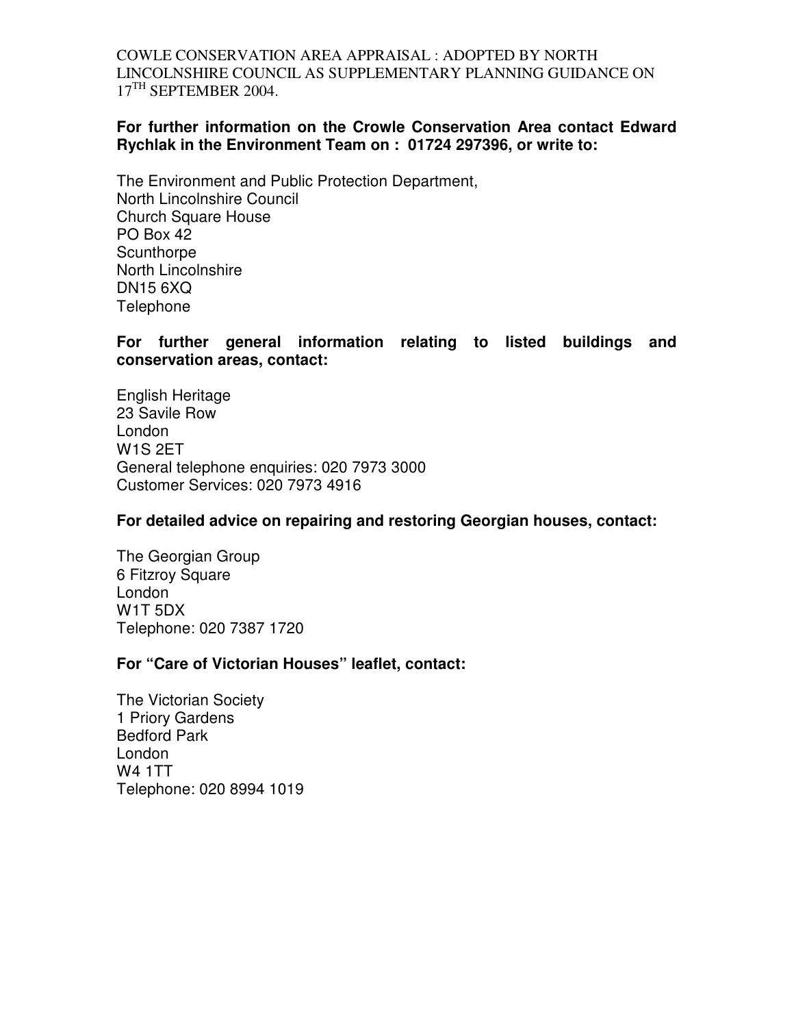COWLE CONSERVATION AREA APPRAISAL : ADOPTED BY NORTH LINCOLNSHIRE COUNCIL AS SUPPLEMENTARY PLANNING GUIDANCE ON 17TH SEPTEMBER 2004.

**For further information on the Crowle Conservation Area contact Edward Rychlak in the Environment Team on : 01724 297396, or write to:**

The Environment and Public Protection Department,
North Lincolnshire Council
Church Square House
PO Box 42
Scunthorpe
North Lincolnshire
DN15 6XQ
Telephone

**For further general information relating to listed buildings and conservation areas, contact:**

English Heritage
23 Savile Row
London
W1S 2ET
General telephone enquiries: 020 7973 3000
Customer Services: 020 7973 4916

**For detailed advice on repairing and restoring Georgian houses, contact:**

The Georgian Group
6 Fitzroy Square
London
W1T 5DX
Telephone: 020 7387 1720

**For "Care of Victorian Houses" leaflet, contact:**

The Victorian Society
1 Priory Gardens
Bedford Park
London
W4 1TT
Telephone: 020 8994 1019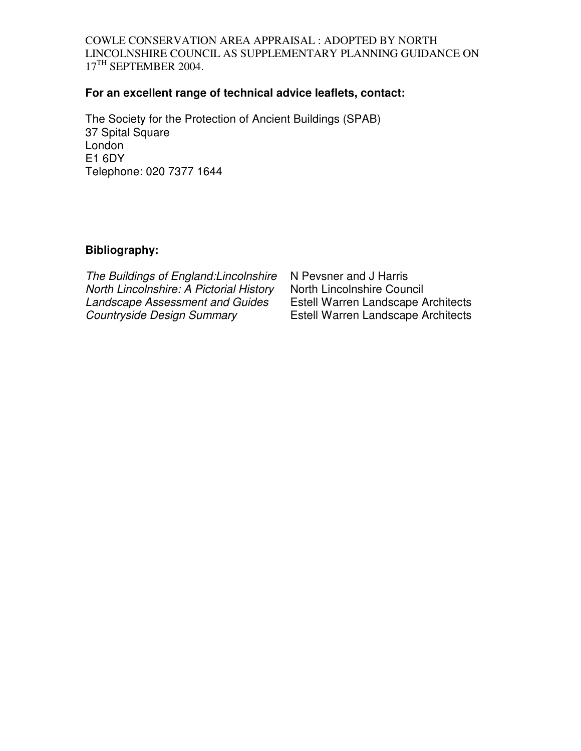**For an excellent range of technical advice leaflets, contact:**

The Society for the Protection of Ancient Buildings (SPAB)
37 Spital Square
London
E1 6DY
Telephone: 020 7377 1644

**Bibliography:**

| | |
|---|---|
| *The Buildings of England:Lincolnshire* | N Pevsner and J Harris |
| *North Lincolnshire: A Pictorial History* | North Lincolnshire Council |
| *Landscape Assessment and Guides* | Estell Warren Landscape Architects |
| *Countryside Design Summary* | Estell Warren Landscape Architects |